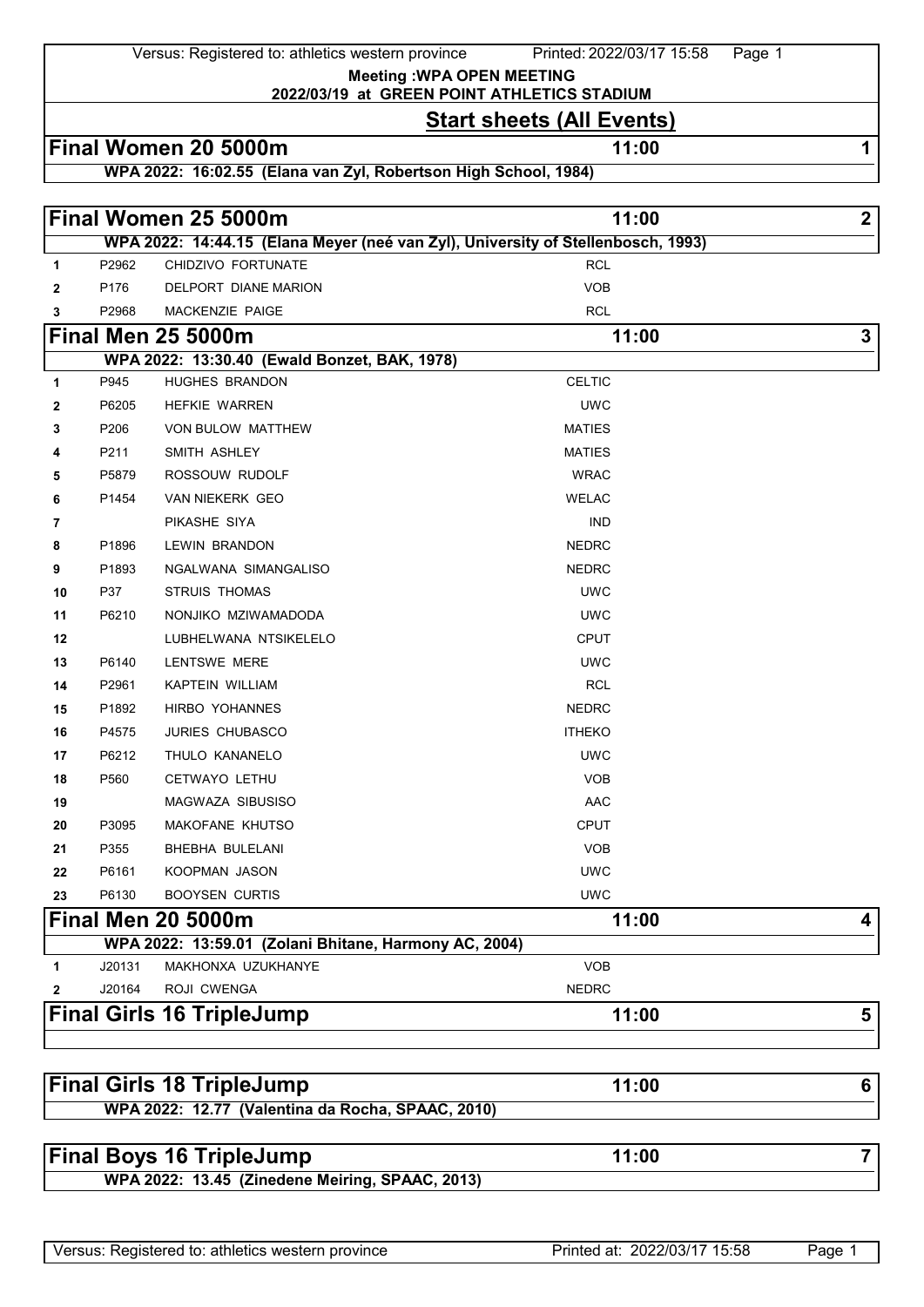**Meeting :WPA OPEN MEETING**
**2022/03/19 at GREEN POINT ATHLETICS STADIUM**

## Start sheets (All Events)

### Final Women 20 5000m — 11:00 — 1

**WPA 2022: 16:02.55 (Elana van Zyl, Robertson High School, 1984)**

### Final Women 25 5000m — 11:00 — 2

**WPA 2022: 14:44.15 (Elana Meyer (neé van Zyl), University of Stellenbosch, 1993)**

| | | | |
|---|---|---|---|
| 1 | P2962 | CHIDZIVO FORTUNATE | RCL |
| 2 | P176 | DELPORT DIANE MARION | VOB |
| 3 | P2968 | MACKENZIE PAIGE | RCL |

### Final Men 25 5000m — 11:00 — 3

**WPA 2022: 13:30.40 (Ewald Bonzet, BAK, 1978)**

| | | | |
|---|---|---|---|
| 1 | P945 | HUGHES BRANDON | CELTIC |
| 2 | P6205 | HEFKIE WARREN | UWC |
| 3 | P206 | VON BULOW MATTHEW | MATIES |
| 4 | P211 | SMITH ASHLEY | MATIES |
| 5 | P5879 | ROSSOUW RUDOLF | WRAC |
| 6 | P1454 | VAN NIEKERK GEO | WELAC |
| 7 | | PIKASHE SIYA | IND |
| 8 | P1896 | LEWIN BRANDON | NEDRC |
| 9 | P1893 | NGALWANA SIMANGALISO | NEDRC |
| 10 | P37 | STRUIS THOMAS | UWC |
| 11 | P6210 | NONJIKO MZIWAMADODA | UWC |
| 12 | | LUBHELWANA NTSIKELELO | CPUT |
| 13 | P6140 | LENTSWE MERE | UWC |
| 14 | P2961 | KAPTEIN WILLIAM | RCL |
| 15 | P1892 | HIRBO YOHANNES | NEDRC |
| 16 | P4575 | JURIES CHUBASCO | ITHEKO |
| 17 | P6212 | THULO KANANELO | UWC |
| 18 | P560 | CETWAYO LETHU | VOB |
| 19 | | MAGWAZA SIBUSISO | AAC |
| 20 | P3095 | MAKOFANE KHUTSO | CPUT |
| 21 | P355 | BHEBHA BULELANI | VOB |
| 22 | P6161 | KOOPMAN JASON | UWC |
| 23 | P6130 | BOOYSEN CURTIS | UWC |

### Final Men 20 5000m — 11:00 — 4

**WPA 2022: 13:59.01 (Zolani Bhitane, Harmony AC, 2004)**

| | | | |
|---|---|---|---|
| 1 | J20131 | MAKHONXA UZUKHANYE | VOB |
| 2 | J20164 | ROJI CWENGA | NEDRC |

### Final Girls 16 TripleJump — 11:00 — 5

### Final Girls 18 TripleJump — 11:00 — 6

**WPA 2022: 12.77 (Valentina da Rocha, SPAAC, 2010)**

### Final Boys 16 TripleJump — 11:00 — 7

**WPA 2022: 13.45 (Zinedene Meiring, SPAAC, 2013)**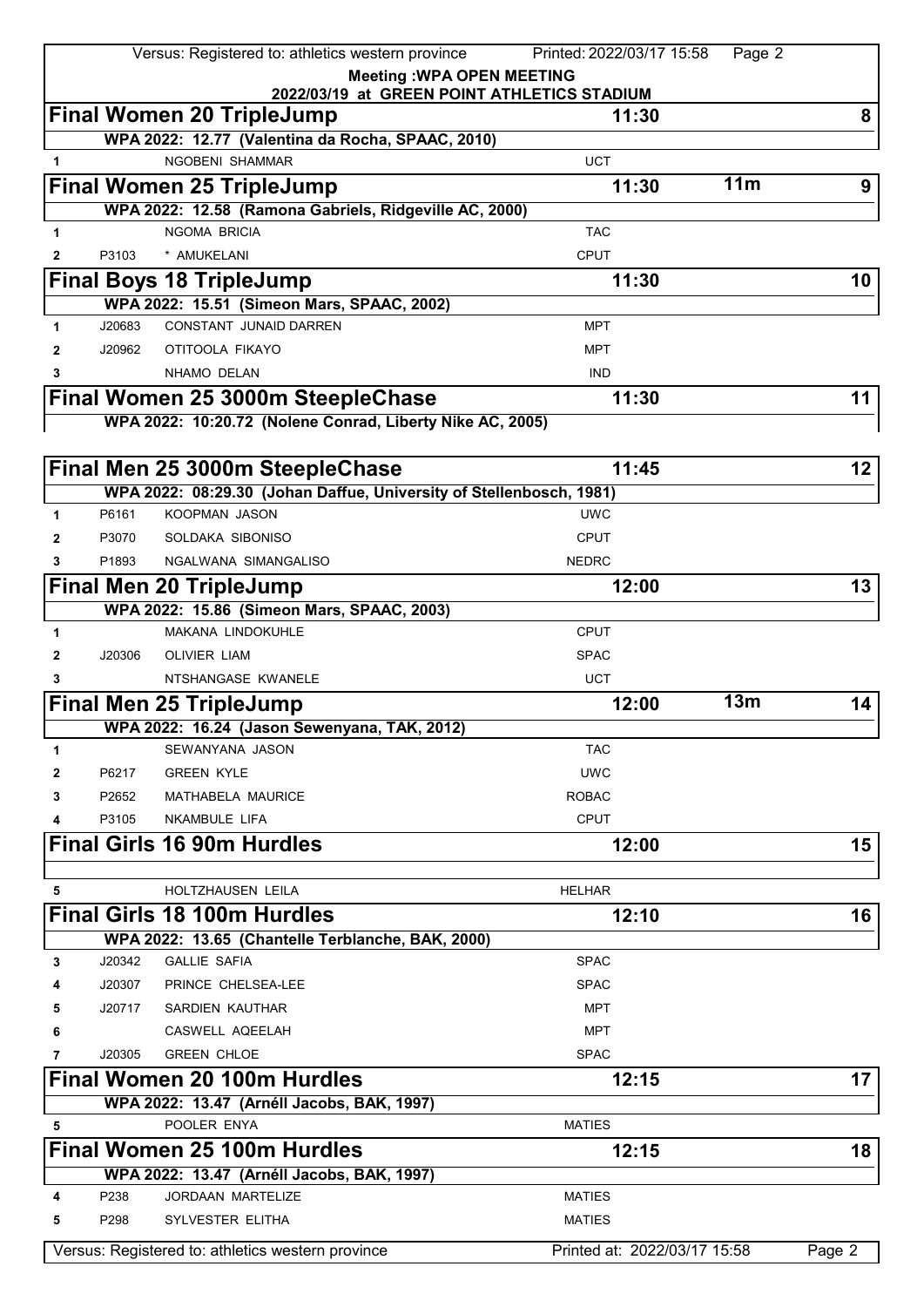**Meeting :WPA OPEN MEETING**

**2022/03/19 at GREEN POINT ATHLETICS STADIUM**

## Final Women 20 TripleJump — 11:30 — 8

WPA 2022: 12.77 (Valentina da Rocha, SPAAC, 2010)

| | | | |
|---|---|---|---|
| 1 | | NGOBENI SHAMMAR | UCT |

## Final Women 25 TripleJump — 11:30 — 11m — 9

WPA 2022: 12.58 (Ramona Gabriels, Ridgeville AC, 2000)

| | | | |
|---|---|---|---|
| 1 | | NGOMA BRICIA | TAC |
| 2 | P3103 | * AMUKELANI | CPUT |

## Final Boys 18 TripleJump — 11:30 — 10

WPA 2022: 15.51 (Simeon Mars, SPAAC, 2002)

| | | | |
|---|---|---|---|
| 1 | J20683 | CONSTANT JUNAID DARREN | MPT |
| 2 | J20962 | OTITOOLA FIKAYO | MPT |
| 3 | | NHAMO DELAN | IND |

## Final Women 25 3000m SteepleChase — 11:30 — 11

WPA 2022: 10:20.72 (Nolene Conrad, Liberty Nike AC, 2005)

## Final Men 25 3000m SteepleChase — 11:45 — 12

WPA 2022: 08:29.30 (Johan Daffue, University of Stellenbosch, 1981)

| | | | |
|---|---|---|---|
| 1 | P6161 | KOOPMAN JASON | UWC |
| 2 | P3070 | SOLDAKA SIBONISO | CPUT |
| 3 | P1893 | NGALWANA SIMANGALISO | NEDRC |

## Final Men 20 TripleJump — 12:00 — 13

WPA 2022: 15.86 (Simeon Mars, SPAAC, 2003)

| | | | |
|---|---|---|---|
| 1 | | MAKANA LINDOKUHLE | CPUT |
| 2 | J20306 | OLIVIER LIAM | SPAC |
| 3 | | NTSHANGASE KWANELE | UCT |

## Final Men 25 TripleJump — 12:00 — 13m — 14

WPA 2022: 16.24 (Jason Sewenyana, TAK, 2012)

| | | | |
|---|---|---|---|
| 1 | | SEWANYANA JASON | TAC |
| 2 | P6217 | GREEN KYLE | UWC |
| 3 | P2652 | MATHABELA MAURICE | ROBAC |
| 4 | P3105 | NKAMBULE LIFA | CPUT |

## Final Girls 16 90m Hurdles — 12:00 — 15

| | | | |
|---|---|---|---|
| 5 | | HOLTZHAUSEN LEILA | HELHAR |

## Final Girls 18 100m Hurdles — 12:10 — 16

WPA 2022: 13.65 (Chantelle Terblanche, BAK, 2000)

| | | | |
|---|---|---|---|
| 3 | J20342 | GALLIE SAFIA | SPAC |
| 4 | J20307 | PRINCE CHELSEA-LEE | SPAC |
| 5 | J20717 | SARDIEN KAUTHAR | MPT |
| 6 | | CASWELL AQEELAH | MPT |
| 7 | J20305 | GREEN CHLOE | SPAC |

## Final Women 20 100m Hurdles — 12:15 — 17

WPA 2022: 13.47 (Arnéll Jacobs, BAK, 1997)

| | | | |
|---|---|---|---|
| 5 | | POOLER ENYA | MATIES |

## Final Women 25 100m Hurdles — 12:15 — 18

WPA 2022: 13.47 (Arnéll Jacobs, BAK, 1997)

| | | | |
|---|---|---|---|
| 4 | P238 | JORDAAN MARTELIZE | MATIES |
| 5 | P298 | SYLVESTER ELITHA | MATIES |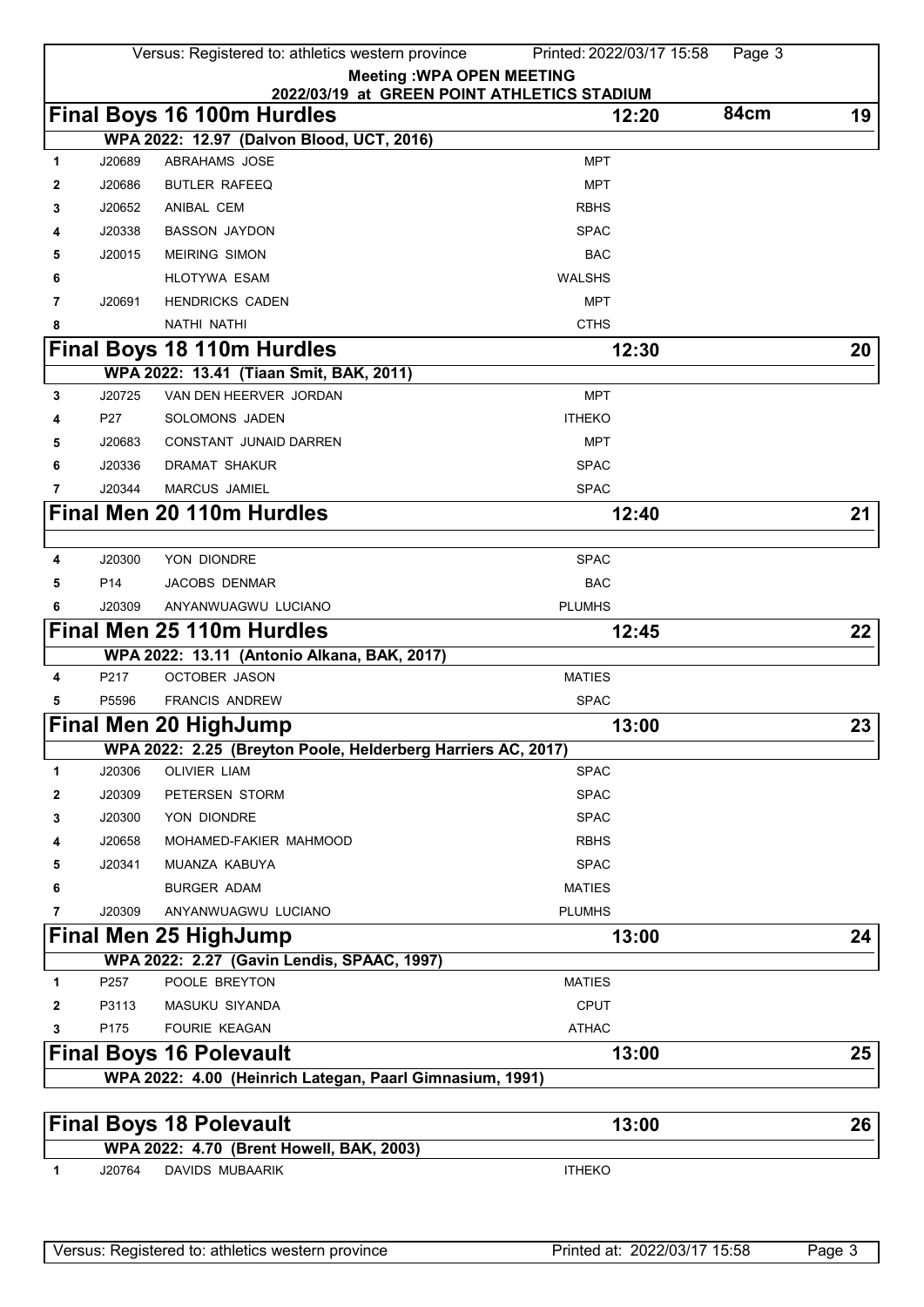**Meeting :WPA OPEN MEETING**

**2022/03/19 at GREEN POINT ATHLETICS STADIUM**

## Final Boys 16 100m Hurdles — 12:20 — 84cm — 19

**WPA 2022: 12.97 (Dalvon Blood, UCT, 2016)**

| | | | |
|---|---|---|---|
| 1 | J20689 | ABRAHAMS JOSE | MPT |
| 2 | J20686 | BUTLER RAFEEQ | MPT |
| 3 | J20652 | ANIBAL CEM | RBHS |
| 4 | J20338 | BASSON JAYDON | SPAC |
| 5 | J20015 | MEIRING SIMON | BAC |
| 6 | | HLOTYWA ESAM | WALSHS |
| 7 | J20691 | HENDRICKS CADEN | MPT |
| 8 | | NATHI NATHI | CTHS |

## Final Boys 18 110m Hurdles — 12:30 — 20

**WPA 2022: 13.41 (Tiaan Smit, BAK, 2011)**

| | | | |
|---|---|---|---|
| 3 | J20725 | VAN DEN HEERVER JORDAN | MPT |
| 4 | P27 | SOLOMONS JADEN | ITHEKO |
| 5 | J20683 | CONSTANT JUNAID DARREN | MPT |
| 6 | J20336 | DRAMAT SHAKUR | SPAC |
| 7 | J20344 | MARCUS JAMIEL | SPAC |

## Final Men 20 110m Hurdles — 12:40 — 21

| | | | |
|---|---|---|---|
| 4 | J20300 | YON DIONDRE | SPAC |
| 5 | P14 | JACOBS DENMAR | BAC |
| 6 | J20309 | ANYANWUAGWU LUCIANO | PLUMHS |

## Final Men 25 110m Hurdles — 12:45 — 22

**WPA 2022: 13.11 (Antonio Alkana, BAK, 2017)**

| | | | |
|---|---|---|---|
| 4 | P217 | OCTOBER JASON | MATIES |
| 5 | P5596 | FRANCIS ANDREW | SPAC |

## Final Men 20 HighJump — 13:00 — 23

**WPA 2022: 2.25 (Breyton Poole, Helderberg Harriers AC, 2017)**

| | | | |
|---|---|---|---|
| 1 | J20306 | OLIVIER LIAM | SPAC |
| 2 | J20309 | PETERSEN STORM | SPAC |
| 3 | J20300 | YON DIONDRE | SPAC |
| 4 | J20658 | MOHAMED-FAKIER MAHMOOD | RBHS |
| 5 | J20341 | MUANZA KABUYA | SPAC |
| 6 | | BURGER ADAM | MATIES |
| 7 | J20309 | ANYANWUAGWU LUCIANO | PLUMHS |

## Final Men 25 HighJump — 13:00 — 24

**WPA 2022: 2.27 (Gavin Lendis, SPAAC, 1997)**

| | | | |
|---|---|---|---|
| 1 | P257 | POOLE BREYTON | MATIES |
| 2 | P3113 | MASUKU SIYANDA | CPUT |
| 3 | P175 | FOURIE KEAGAN | ATHAC |

## Final Boys 16 Polevault — 13:00 — 25

**WPA 2022: 4.00 (Heinrich Lategan, Paarl Gimnasium, 1991)**

## Final Boys 18 Polevault — 13:00 — 26

**WPA 2022: 4.70 (Brent Howell, BAK, 2003)**

| | | | |
|---|---|---|---|
| 1 | J20764 | DAVIDS MUBAARIK | ITHEKO |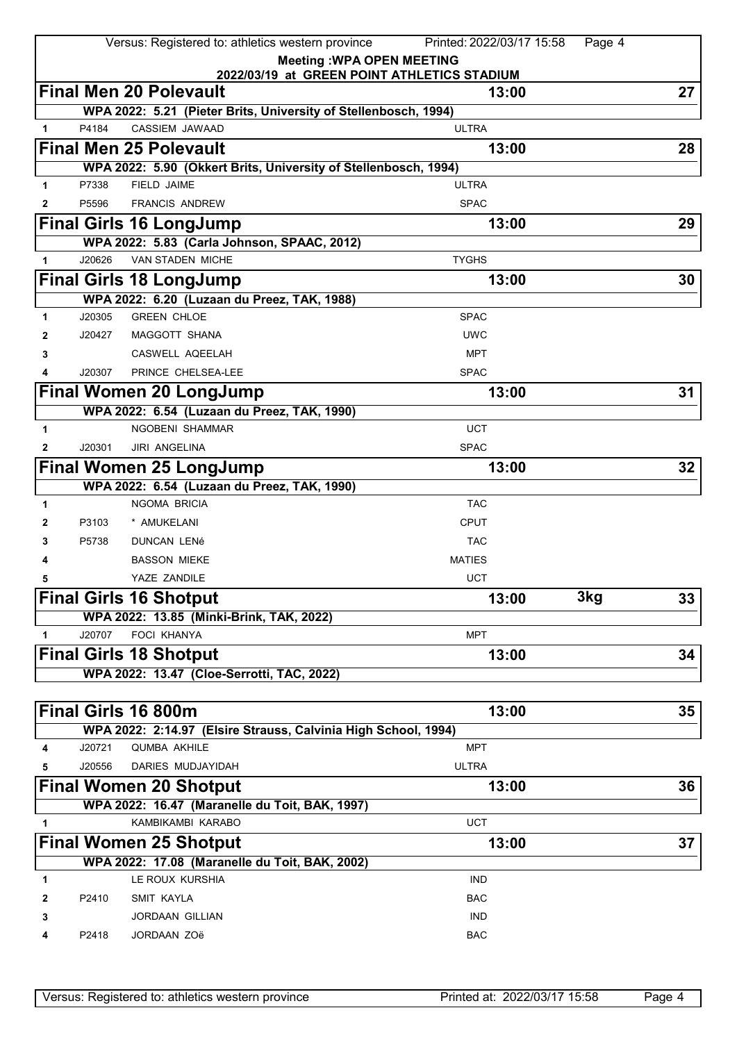**Meeting :WPA OPEN MEETING**
**2022/03/19 at GREEN POINT ATHLETICS STADIUM**

## Final Men 20 Polevault — 13:00 — 27

WPA 2022: 5.21 (Pieter Brits, University of Stellenbosch, 1994)

| | | | |
|---|---|---|---|
| 1 | P4184 | CASSIEM JAWAAD | ULTRA |

## Final Men 25 Polevault — 13:00 — 28

WPA 2022: 5.90 (Okkert Brits, University of Stellenbosch, 1994)

| | | | |
|---|---|---|---|
| 1 | P7338 | FIELD JAIME | ULTRA |
| 2 | P5596 | FRANCIS ANDREW | SPAC |

## Final Girls 16 LongJump — 13:00 — 29

WPA 2022: 5.83 (Carla Johnson, SPAAC, 2012)

| | | | |
|---|---|---|---|
| 1 | J20626 | VAN STADEN MICHE | TYGHS |

## Final Girls 18 LongJump — 13:00 — 30

WPA 2022: 6.20 (Luzaan du Preez, TAK, 1988)

| | | | |
|---|---|---|---|
| 1 | J20305 | GREEN CHLOE | SPAC |
| 2 | J20427 | MAGGOTT SHANA | UWC |
| 3 | | CASWELL AQEELAH | MPT |
| 4 | J20307 | PRINCE CHELSEA-LEE | SPAC |

## Final Women 20 LongJump — 13:00 — 31

WPA 2022: 6.54 (Luzaan du Preez, TAK, 1990)

| | | | |
|---|---|---|---|
| 1 | | NGOBENI SHAMMAR | UCT |
| 2 | J20301 | JIRI ANGELINA | SPAC |

## Final Women 25 LongJump — 13:00 — 32

WPA 2022: 6.54 (Luzaan du Preez, TAK, 1990)

| | | | |
|---|---|---|---|
| 1 | | NGOMA BRICIA | TAC |
| 2 | P3103 | * AMUKELANI | CPUT |
| 3 | P5738 | DUNCAN LENé | TAC |
| 4 | | BASSON MIEKE | MATIES |
| 5 | | YAZE ZANDILE | UCT |

## Final Girls 16 Shotput — 13:00 — 3kg — 33

WPA 2022: 13.85 (Minki-Brink, TAK, 2022)

| | | | |
|---|---|---|---|
| 1 | J20707 | FOCI KHANYA | MPT |

## Final Girls 18 Shotput — 13:00 — 34

WPA 2022: 13.47 (Cloe-Serrotti, TAC, 2022)

## Final Girls 16 800m — 13:00 — 35

WPA 2022: 2:14.97 (Elsire Strauss, Calvinia High School, 1994)

| | | | |
|---|---|---|---|
| 4 | J20721 | QUMBA AKHILE | MPT |
| 5 | J20556 | DARIES MUDJAYIDAH | ULTRA |

## Final Women 20 Shotput — 13:00 — 36

WPA 2022: 16.47 (Maranelle du Toit, BAK, 1997)

| | | | |
|---|---|---|---|
| 1 | | KAMBIKAMBI KARABO | UCT |

## Final Women 25 Shotput — 13:00 — 37

WPA 2022: 17.08 (Maranelle du Toit, BAK, 2002)

| | | | |
|---|---|---|---|
| 1 | | LE ROUX KURSHIA | IND |
| 2 | P2410 | SMIT KAYLA | BAC |
| 3 | | JORDAAN GILLIAN | IND |
| 4 | P2418 | JORDAAN ZOë | BAC |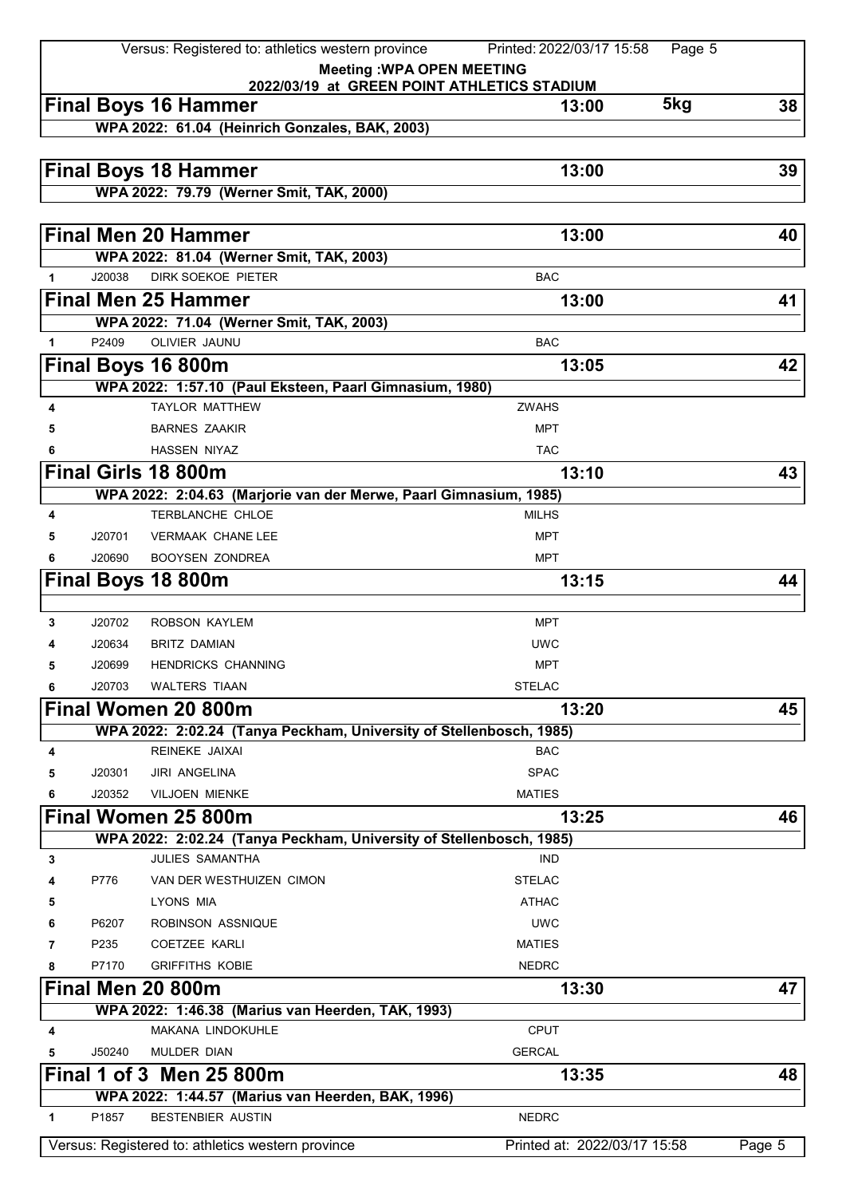**Meeting :WPA OPEN MEETING**
**2022/03/19 at GREEN POINT ATHLETICS STADIUM**

## Final Boys 16 Hammer — 13:00 — 5kg — 38

**WPA 2022: 61.04 (Heinrich Gonzales, BAK, 2003)**

## Final Boys 18 Hammer — 13:00 — 39

**WPA 2022: 79.79 (Werner Smit, TAK, 2000)**

## Final Men 20 Hammer — 13:00 — 40

**WPA 2022: 81.04 (Werner Smit, TAK, 2003)**

| | | | |
|---|---|---|---|
| 1 | J20038 | DIRK SOEKOE PIETER | BAC |

## Final Men 25 Hammer — 13:00 — 41

**WPA 2022: 71.04 (Werner Smit, TAK, 2003)**

| | | | |
|---|---|---|---|
| 1 | P2409 | OLIVIER JAUNU | BAC |

## Final Boys 16 800m — 13:05 — 42

**WPA 2022: 1:57.10 (Paul Eksteen, Paarl Gimnasium, 1980)**

| | | | |
|---|---|---|---|
| 4 | | TAYLOR MATTHEW | ZWAHS |
| 5 | | BARNES ZAAKIR | MPT |
| 6 | | HASSEN NIYAZ | TAC |

## Final Girls 18 800m — 13:10 — 43

**WPA 2022: 2:04.63 (Marjorie van der Merwe, Paarl Gimnasium, 1985)**

| | | | |
|---|---|---|---|
| 4 | | TERBLANCHE CHLOE | MILHS |
| 5 | J20701 | VERMAAK CHANE LEE | MPT |
| 6 | J20690 | BOOYSEN ZONDREA | MPT |

## Final Boys 18 800m — 13:15 — 44

| | | | |
|---|---|---|---|
| 3 | J20702 | ROBSON KAYLEM | MPT |
| 4 | J20634 | BRITZ DAMIAN | UWC |
| 5 | J20699 | HENDRICKS CHANNING | MPT |
| 6 | J20703 | WALTERS TIAAN | STELAC |

## Final Women 20 800m — 13:20 — 45

**WPA 2022: 2:02.24 (Tanya Peckham, University of Stellenbosch, 1985)**

| | | | |
|---|---|---|---|
| 4 | | REINEKE JAIXAI | BAC |
| 5 | J20301 | JIRI ANGELINA | SPAC |
| 6 | J20352 | VILJOEN MIENKE | MATIES |

## Final Women 25 800m — 13:25 — 46

**WPA 2022: 2:02.24 (Tanya Peckham, University of Stellenbosch, 1985)**

| | | | |
|---|---|---|---|
| 3 | | JULIES SAMANTHA | IND |
| 4 | P776 | VAN DER WESTHUIZEN CIMON | STELAC |
| 5 | | LYONS MIA | ATHAC |
| 6 | P6207 | ROBINSON ASSNIQUE | UWC |
| 7 | P235 | COETZEE KARLI | MATIES |
| 8 | P7170 | GRIFFITHS KOBIE | NEDRC |

## Final Men 20 800m — 13:30 — 47

**WPA 2022: 1:46.38 (Marius van Heerden, TAK, 1993)**

| | | | |
|---|---|---|---|
| 4 | | MAKANA LINDOKUHLE | CPUT |
| 5 | J50240 | MULDER DIAN | GERCAL |

## Final 1 of 3 Men 25 800m — 13:35 — 48

**WPA 2022: 1:44.57 (Marius van Heerden, BAK, 1996)**

| | | | |
|---|---|---|---|
| 1 | P1857 | BESTENBIER AUSTIN | NEDRC |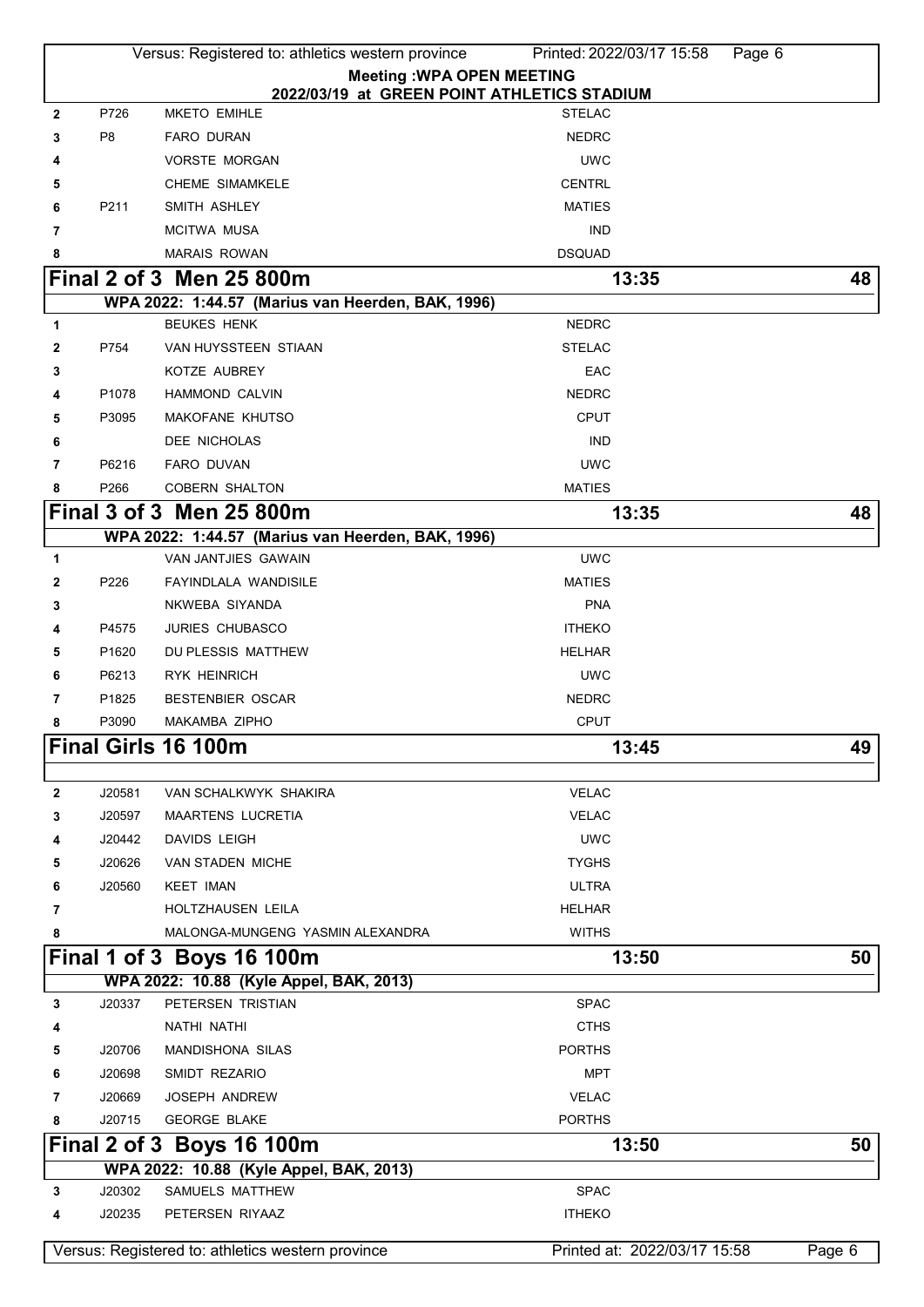**Meeting :WPA OPEN MEETING**
**2022/03/19 at GREEN POINT ATHLETICS STADIUM**

| | | | |
|---|---|---|---|
| 2 | P726 | MKETO EMIHLE | STELAC |
| 3 | P8 | FARO DURAN | NEDRC |
| 4 | | VORSTE MORGAN | UWC |
| 5 | | CHEME SIMAMKELE | CENTRL |
| 6 | P211 | SMITH ASHLEY | MATIES |
| 7 | | MCITWA MUSA | IND |
| 8 | | MARAIS ROWAN | DSQUAD |

## Final 2 of 3 Men 25 800m — 13:35 — 48

**WPA 2022: 1:44.57 (Marius van Heerden, BAK, 1996)**

| | | | |
|---|---|---|---|
| 1 | | BEUKES HENK | NEDRC |
| 2 | P754 | VAN HUYSSTEEN STIAAN | STELAC |
| 3 | | KOTZE AUBREY | EAC |
| 4 | P1078 | HAMMOND CALVIN | NEDRC |
| 5 | P3095 | MAKOFANE KHUTSO | CPUT |
| 6 | | DEE NICHOLAS | IND |
| 7 | P6216 | FARO DUVAN | UWC |
| 8 | P266 | COBERN SHALTON | MATIES |

## Final 3 of 3 Men 25 800m — 13:35 — 48

**WPA 2022: 1:44.57 (Marius van Heerden, BAK, 1996)**

| | | | |
|---|---|---|---|
| 1 | | VAN JANTJIES GAWAIN | UWC |
| 2 | P226 | FAYINDLALA WANDISILE | MATIES |
| 3 | | NKWEBA SIYANDA | PNA |
| 4 | P4575 | JURIES CHUBASCO | ITHEKO |
| 5 | P1620 | DU PLESSIS MATTHEW | HELHAR |
| 6 | P6213 | RYK HEINRICH | UWC |
| 7 | P1825 | BESTENBIER OSCAR | NEDRC |
| 8 | P3090 | MAKAMBA ZIPHO | CPUT |

## Final Girls 16 100m — 13:45 — 49

| | | | |
|---|---|---|---|
| 2 | J20581 | VAN SCHALKWYK SHAKIRA | VELAC |
| 3 | J20597 | MAARTENS LUCRETIA | VELAC |
| 4 | J20442 | DAVIDS LEIGH | UWC |
| 5 | J20626 | VAN STADEN MICHE | TYGHS |
| 6 | J20560 | KEET IMAN | ULTRA |
| 7 | | HOLTZHAUSEN LEILA | HELHAR |
| 8 | | MALONGA-MUNGENG YASMIN ALEXANDRA | WITHS |

## Final 1 of 3 Boys 16 100m — 13:50 — 50

**WPA 2022: 10.88 (Kyle Appel, BAK, 2013)**

| | | | |
|---|---|---|---|
| 3 | J20337 | PETERSEN TRISTIAN | SPAC |
| 4 | | NATHI NATHI | CTHS |
| 5 | J20706 | MANDISHONA SILAS | PORTHS |
| 6 | J20698 | SMIDT REZARIO | MPT |
| 7 | J20669 | JOSEPH ANDREW | VELAC |
| 8 | J20715 | GEORGE BLAKE | PORTHS |

## Final 2 of 3 Boys 16 100m — 13:50 — 50

**WPA 2022: 10.88 (Kyle Appel, BAK, 2013)**

| | | | |
|---|---|---|---|
| 3 | J20302 | SAMUELS MATTHEW | SPAC |
| 4 | J20235 | PETERSEN RIYAAZ | ITHEKO |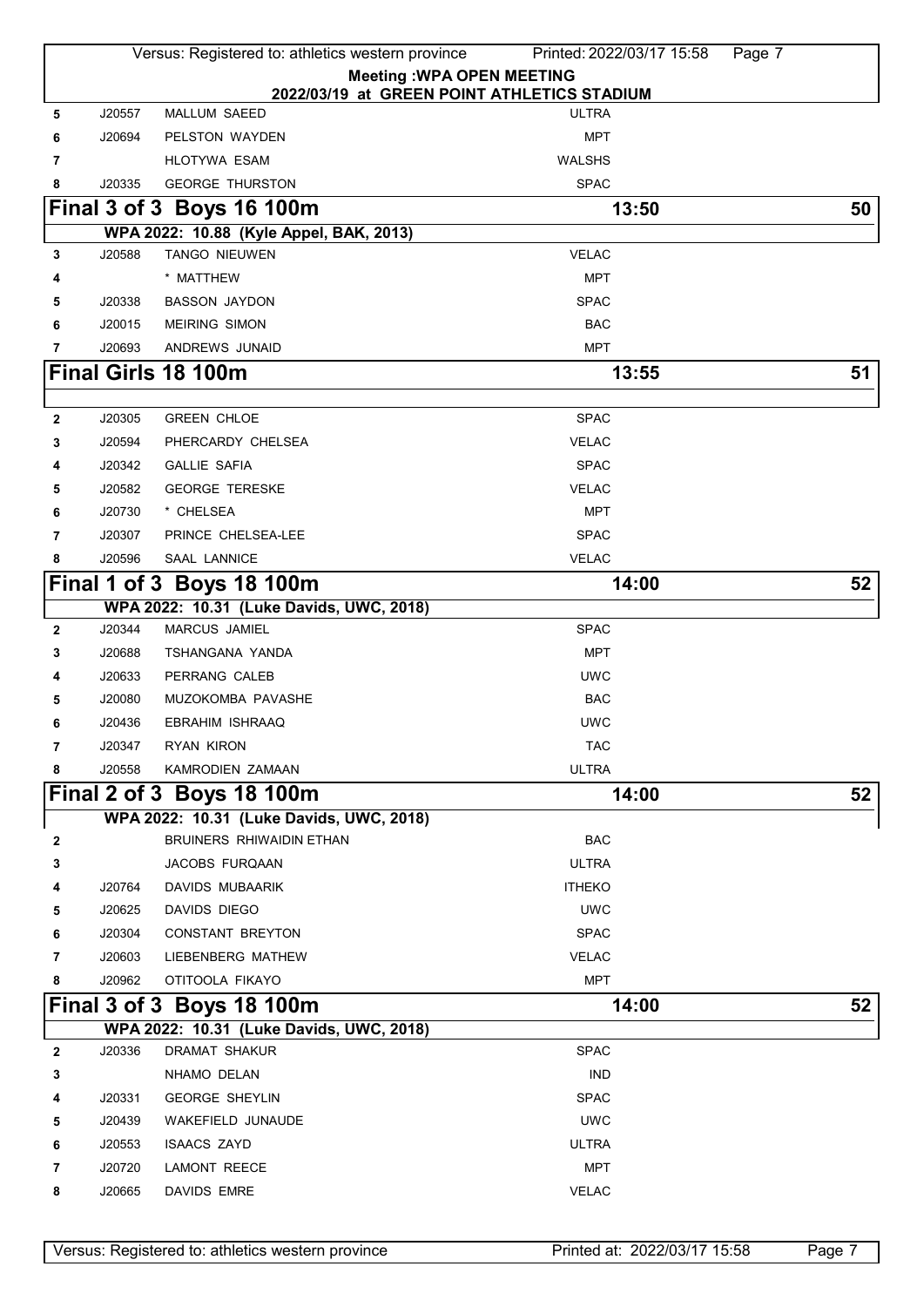**Meeting :WPA OPEN MEETING**

**2022/03/19 at GREEN POINT ATHLETICS STADIUM**

| | | | |
|---|---|---|---|
| 5 | J20557 | MALLUM SAEED | ULTRA |
| 6 | J20694 | PELSTON WAYDEN | MPT |
| 7 | | HLOTYWA ESAM | WALSHS |
| 8 | J20335 | GEORGE THURSTON | SPAC |

## Final 3 of 3 Boys 16 100m — 13:50 — 50

**WPA 2022: 10.88 (Kyle Appel, BAK, 2013)**

| | | | |
|---|---|---|---|
| 3 | J20588 | TANGO NIEUWEN | VELAC |
| 4 | | * MATTHEW | MPT |
| 5 | J20338 | BASSON JAYDON | SPAC |
| 6 | J20015 | MEIRING SIMON | BAC |
| 7 | J20693 | ANDREWS JUNAID | MPT |

## Final Girls 18 100m — 13:55 — 51

| | | | |
|---|---|---|---|
| 2 | J20305 | GREEN CHLOE | SPAC |
| 3 | J20594 | PHERCARDY CHELSEA | VELAC |
| 4 | J20342 | GALLIE SAFIA | SPAC |
| 5 | J20582 | GEORGE TERESKE | VELAC |
| 6 | J20730 | * CHELSEA | MPT |
| 7 | J20307 | PRINCE CHELSEA-LEE | SPAC |
| 8 | J20596 | SAAL LANNICE | VELAC |

## Final 1 of 3 Boys 18 100m — 14:00 — 52

**WPA 2022: 10.31 (Luke Davids, UWC, 2018)**

| | | | |
|---|---|---|---|
| 2 | J20344 | MARCUS JAMIEL | SPAC |
| 3 | J20688 | TSHANGANA YANDA | MPT |
| 4 | J20633 | PERRANG CALEB | UWC |
| 5 | J20080 | MUZOKOMBA PAVASHE | BAC |
| 6 | J20436 | EBRAHIM ISHRAAQ | UWC |
| 7 | J20347 | RYAN KIRON | TAC |
| 8 | J20558 | KAMRODIEN ZAMAAN | ULTRA |

## Final 2 of 3 Boys 18 100m — 14:00 — 52

**WPA 2022: 10.31 (Luke Davids, UWC, 2018)**

| | | | |
|---|---|---|---|
| 2 | | BRUINERS RHIWAIDIN ETHAN | BAC |
| 3 | | JACOBS FURQAAN | ULTRA |
| 4 | J20764 | DAVIDS MUBAARIK | ITHEKO |
| 5 | J20625 | DAVIDS DIEGO | UWC |
| 6 | J20304 | CONSTANT BREYTON | SPAC |
| 7 | J20603 | LIEBENBERG MATHEW | VELAC |
| 8 | J20962 | OTITOOLA FIKAYO | MPT |

## Final 3 of 3 Boys 18 100m — 14:00 — 52

**WPA 2022: 10.31 (Luke Davids, UWC, 2018)**

| | | | |
|---|---|---|---|
| 2 | J20336 | DRAMAT SHAKUR | SPAC |
| 3 | | NHAMO DELAN | IND |
| 4 | J20331 | GEORGE SHEYLIN | SPAC |
| 5 | J20439 | WAKEFIELD JUNAUDE | UWC |
| 6 | J20553 | ISAACS ZAYD | ULTRA |
| 7 | J20720 | LAMONT REECE | MPT |
| 8 | J20665 | DAVIDS EMRE | VELAC |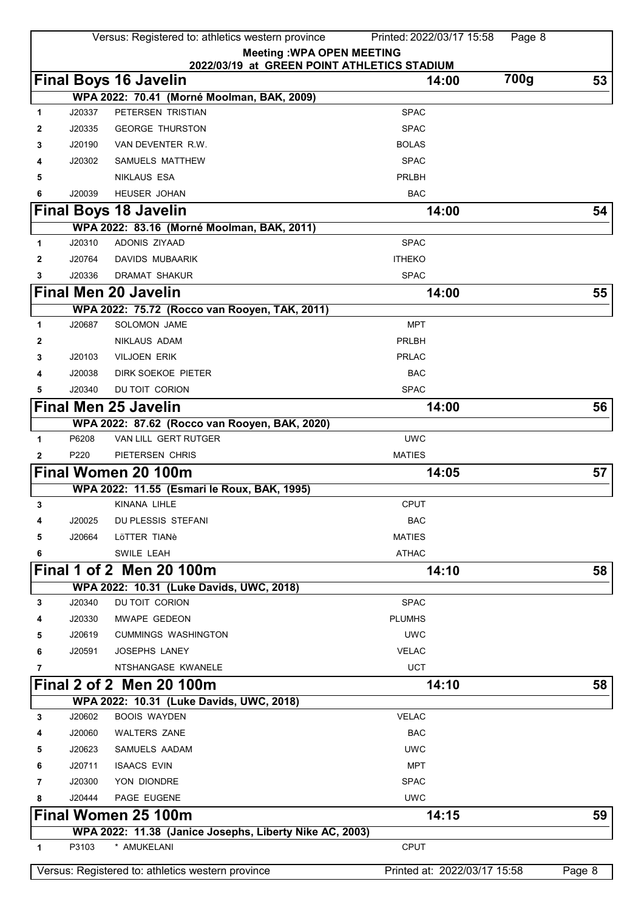**Meeting :WPA OPEN MEETING**

**2022/03/19 at GREEN POINT ATHLETICS STADIUM**

## Final Boys 16 Javelin — 14:00 — 700g — 53

WPA 2022: 70.41 (Morné Moolman, BAK, 2009)

| | | | |
|---|---|---|---|
| 1 | J20337 | PETERSEN TRISTIAN | SPAC |
| 2 | J20335 | GEORGE THURSTON | SPAC |
| 3 | J20190 | VAN DEVENTER R.W. | BOLAS |
| 4 | J20302 | SAMUELS MATTHEW | SPAC |
| 5 | | NIKLAUS ESA | PRLBH |
| 6 | J20039 | HEUSER JOHAN | BAC |

## Final Boys 18 Javelin — 14:00 — 54

WPA 2022: 83.16 (Morné Moolman, BAK, 2011)

| | | | |
|---|---|---|---|
| 1 | J20310 | ADONIS ZIYAAD | SPAC |
| 2 | J20764 | DAVIDS MUBAARIK | ITHEKO |
| 3 | J20336 | DRAMAT SHAKUR | SPAC |

## Final Men 20 Javelin — 14:00 — 55

WPA 2022: 75.72 (Rocco van Rooyen, TAK, 2011)

| | | | |
|---|---|---|---|
| 1 | J20687 | SOLOMON JAME | MPT |
| 2 | | NIKLAUS ADAM | PRLBH |
| 3 | J20103 | VILJOEN ERIK | PRLAC |
| 4 | J20038 | DIRK SOEKOE PIETER | BAC |
| 5 | J20340 | DU TOIT CORION | SPAC |

## Final Men 25 Javelin — 14:00 — 56

WPA 2022: 87.62 (Rocco van Rooyen, BAK, 2020)

| | | | |
|---|---|---|---|
| 1 | P6208 | VAN LILL GERT RUTGER | UWC |
| 2 | P220 | PIETERSEN CHRIS | MATIES |

## Final Women 20 100m — 14:05 — 57

WPA 2022: 11.55 (Esmari le Roux, BAK, 1995)

| | | | |
|---|---|---|---|
| 3 | | KINANA LIHLE | CPUT |
| 4 | J20025 | DU PLESSIS STEFANI | BAC |
| 5 | J20664 | LöTTER TIANè | MATIES |
| 6 | | SWILE LEAH | ATHAC |

## Final 1 of 2 Men 20 100m — 14:10 — 58

WPA 2022: 10.31 (Luke Davids, UWC, 2018)

| | | | |
|---|---|---|---|
| 3 | J20340 | DU TOIT CORION | SPAC |
| 4 | J20330 | MWAPE GEDEON | PLUMHS |
| 5 | J20619 | CUMMINGS WASHINGTON | UWC |
| 6 | J20591 | JOSEPHS LANEY | VELAC |
| 7 | | NTSHANGASE KWANELE | UCT |

## Final 2 of 2 Men 20 100m — 14:10 — 58

WPA 2022: 10.31 (Luke Davids, UWC, 2018)

| | | | |
|---|---|---|---|
| 3 | J20602 | BOOIS WAYDEN | VELAC |
| 4 | J20060 | WALTERS ZANE | BAC |
| 5 | J20623 | SAMUELS AADAM | UWC |
| 6 | J20711 | ISAACS EVIN | MPT |
| 7 | J20300 | YON DIONDRE | SPAC |
| 8 | J20444 | PAGE EUGENE | UWC |

## Final Women 25 100m — 14:15 — 59

WPA 2022: 11.38 (Janice Josephs, Liberty Nike AC, 2003)

| | | | |
|---|---|---|---|
| 1 | P3103 | * AMUKELANI | CPUT |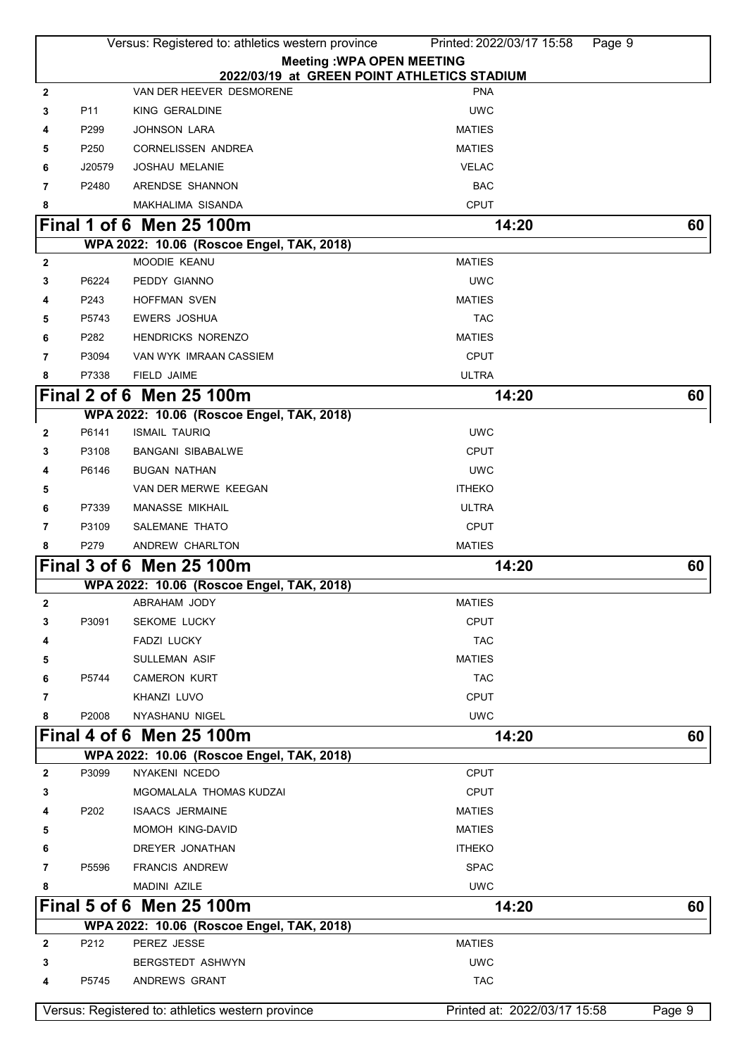**Meeting :WPA OPEN MEETING**
**2022/03/19 at GREEN POINT ATHLETICS STADIUM**

| | | | |
|---|---|---|---|
| 2 | | VAN DER HEEVER DESMORENE | PNA |
| 3 | P11 | KING GERALDINE | UWC |
| 4 | P299 | JOHNSON LARA | MATIES |
| 5 | P250 | CORNELISSEN ANDREA | MATIES |
| 6 | J20579 | JOSHAU MELANIE | VELAC |
| 7 | P2480 | ARENDSE SHANNON | BAC |
| 8 | | MAKHALIMA SISANDA | CPUT |

## Final 1 of 6 Men 25 100m — 14:20 — 60

**WPA 2022: 10.06 (Roscoe Engel, TAK, 2018)**

| | | | |
|---|---|---|---|
| 2 | | MOODIE KEANU | MATIES |
| 3 | P6224 | PEDDY GIANNO | UWC |
| 4 | P243 | HOFFMAN SVEN | MATIES |
| 5 | P5743 | EWERS JOSHUA | TAC |
| 6 | P282 | HENDRICKS NORENZO | MATIES |
| 7 | P3094 | VAN WYK IMRAAN CASSIEM | CPUT |
| 8 | P7338 | FIELD JAIME | ULTRA |

## Final 2 of 6 Men 25 100m — 14:20 — 60

**WPA 2022: 10.06 (Roscoe Engel, TAK, 2018)**

| | | | |
|---|---|---|---|
| 2 | P6141 | ISMAIL TAURIQ | UWC |
| 3 | P3108 | BANGANI SIBABALWE | CPUT |
| 4 | P6146 | BUGAN NATHAN | UWC |
| 5 | | VAN DER MERWE KEEGAN | ITHEKO |
| 6 | P7339 | MANASSE MIKHAIL | ULTRA |
| 7 | P3109 | SALEMANE THATO | CPUT |
| 8 | P279 | ANDREW CHARLTON | MATIES |

## Final 3 of 6 Men 25 100m — 14:20 — 60

**WPA 2022: 10.06 (Roscoe Engel, TAK, 2018)**

| | | | |
|---|---|---|---|
| 2 | | ABRAHAM JODY | MATIES |
| 3 | P3091 | SEKOME LUCKY | CPUT |
| 4 | | FADZI LUCKY | TAC |
| 5 | | SULLEMAN ASIF | MATIES |
| 6 | P5744 | CAMERON KURT | TAC |
| 7 | | KHANZI LUVO | CPUT |
| 8 | P2008 | NYASHANU NIGEL | UWC |

## Final 4 of 6 Men 25 100m — 14:20 — 60

**WPA 2022: 10.06 (Roscoe Engel, TAK, 2018)**

| | | | |
|---|---|---|---|
| 2 | P3099 | NYAKENI NCEDO | CPUT |
| 3 | | MGOMALALA THOMAS KUDZAI | CPUT |
| 4 | P202 | ISAACS JERMAINE | MATIES |
| 5 | | MOMOH KING-DAVID | MATIES |
| 6 | | DREYER JONATHAN | ITHEKO |
| 7 | P5596 | FRANCIS ANDREW | SPAC |
| 8 | | MADINI AZILE | UWC |

## Final 5 of 6 Men 25 100m — 14:20 — 60

**WPA 2022: 10.06 (Roscoe Engel, TAK, 2018)**

| | | | |
|---|---|---|---|
| 2 | P212 | PEREZ JESSE | MATIES |
| 3 | | BERGSTEDT ASHWYN | UWC |
| 4 | P5745 | ANDREWS GRANT | TAC |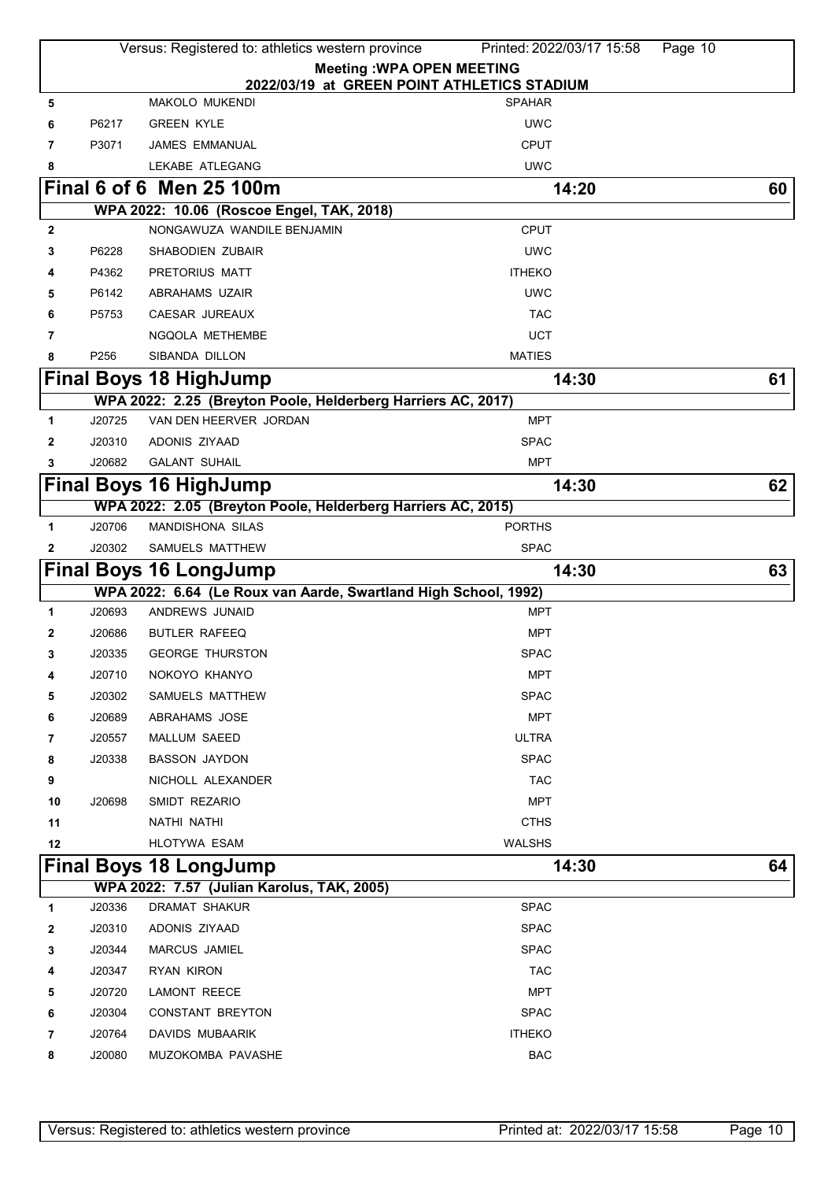**Meeting :WPA OPEN MEETING**
**2022/03/19 at GREEN POINT ATHLETICS STADIUM**

| | | | |
|---|---|---|---|
| 5 | | MAKOLO MUKENDI | SPAHAR |
| 6 | P6217 | GREEN KYLE | UWC |
| 7 | P3071 | JAMES EMMANUAL | CPUT |
| 8 | | LEKABE ATLEGANG | UWC |

## Final 6 of 6 Men 25 100m — 14:20 — 60

**WPA 2022: 10.06 (Roscoe Engel, TAK, 2018)**

| | | | |
|---|---|---|---|
| 2 | | NONGAWUZA WANDILE BENJAMIN | CPUT |
| 3 | P6228 | SHABODIEN ZUBAIR | UWC |
| 4 | P4362 | PRETORIUS MATT | ITHEKO |
| 5 | P6142 | ABRAHAMS UZAIR | UWC |
| 6 | P5753 | CAESAR JUREAUX | TAC |
| 7 | | NGQOLA METHEMBE | UCT |
| 8 | P256 | SIBANDA DILLON | MATIES |

## Final Boys 18 HighJump — 14:30 — 61

**WPA 2022: 2.25 (Breyton Poole, Helderberg Harriers AC, 2017)**

| | | | |
|---|---|---|---|
| 1 | J20725 | VAN DEN HEERVER JORDAN | MPT |
| 2 | J20310 | ADONIS ZIYAAD | SPAC |
| 3 | J20682 | GALANT SUHAIL | MPT |

## Final Boys 16 HighJump — 14:30 — 62

**WPA 2022: 2.05 (Breyton Poole, Helderberg Harriers AC, 2015)**

| | | | |
|---|---|---|---|
| 1 | J20706 | MANDISHONA SILAS | PORTHS |
| 2 | J20302 | SAMUELS MATTHEW | SPAC |

## Final Boys 16 LongJump — 14:30 — 63

**WPA 2022: 6.64 (Le Roux van Aarde, Swartland High School, 1992)**

| | | | |
|---|---|---|---|
| 1 | J20693 | ANDREWS JUNAID | MPT |
| 2 | J20686 | BUTLER RAFEEQ | MPT |
| 3 | J20335 | GEORGE THURSTON | SPAC |
| 4 | J20710 | NOKOYO KHANYO | MPT |
| 5 | J20302 | SAMUELS MATTHEW | SPAC |
| 6 | J20689 | ABRAHAMS JOSE | MPT |
| 7 | J20557 | MALLUM SAEED | ULTRA |
| 8 | J20338 | BASSON JAYDON | SPAC |
| 9 | | NICHOLL ALEXANDER | TAC |
| 10 | J20698 | SMIDT REZARIO | MPT |
| 11 | | NATHI NATHI | CTHS |
| 12 | | HLOTYWA ESAM | WALSHS |

## Final Boys 18 LongJump — 14:30 — 64

**WPA 2022: 7.57 (Julian Karolus, TAK, 2005)**

| | | | |
|---|---|---|---|
| 1 | J20336 | DRAMAT SHAKUR | SPAC |
| 2 | J20310 | ADONIS ZIYAAD | SPAC |
| 3 | J20344 | MARCUS JAMIEL | SPAC |
| 4 | J20347 | RYAN KIRON | TAC |
| 5 | J20720 | LAMONT REECE | MPT |
| 6 | J20304 | CONSTANT BREYTON | SPAC |
| 7 | J20764 | DAVIDS MUBAARIK | ITHEKO |
| 8 | J20080 | MUZOKOMBA PAVASHE | BAC |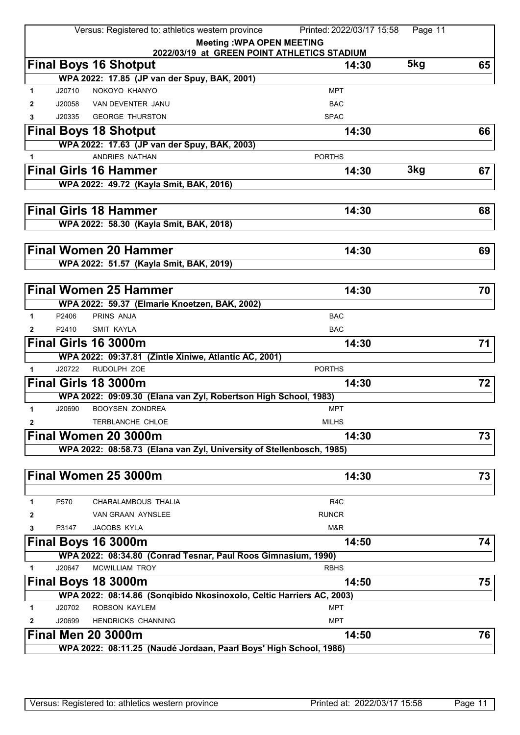**Meeting :WPA OPEN MEETING**

**2022/03/19 at GREEN POINT ATHLETICS STADIUM**

## Final Boys 16 Shotput — 14:30 — 5kg — 65

**WPA 2022: 17.85 (JP van der Spuy, BAK, 2001)**

| | | | |
|---|---|---|---|
| 1 | J20710 | NOKOYO KHANYO | MPT |
| 2 | J20058 | VAN DEVENTER JANU | BAC |
| 3 | J20335 | GEORGE THURSTON | SPAC |

## Final Boys 18 Shotput — 14:30 — 66

**WPA 2022: 17.63 (JP van der Spuy, BAK, 2003)**

| | | | |
|---|---|---|---|
| 1 | | ANDRIES NATHAN | PORTHS |

## Final Girls 16 Hammer — 14:30 — 3kg — 67

**WPA 2022: 49.72 (Kayla Smit, BAK, 2016)**

## Final Girls 18 Hammer — 14:30 — 68

**WPA 2022: 58.30 (Kayla Smit, BAK, 2018)**

## Final Women 20 Hammer — 14:30 — 69

**WPA 2022: 51.57 (Kayla Smit, BAK, 2019)**

## Final Women 25 Hammer — 14:30 — 70

**WPA 2022: 59.37 (Elmarie Knoetzen, BAK, 2002)**

| | | | |
|---|---|---|---|
| 1 | P2406 | PRINS ANJA | BAC |
| 2 | P2410 | SMIT KAYLA | BAC |

## Final Girls 16 3000m — 14:30 — 71

**WPA 2022: 09:37.81 (Zintle Xiniwe, Atlantic AC, 2001)**

| | | | |
|---|---|---|---|
| 1 | J20722 | RUDOLPH ZOE | PORTHS |

## Final Girls 18 3000m — 14:30 — 72

**WPA 2022: 09:09.30 (Elana van Zyl, Robertson High School, 1983)**

| | | | |
|---|---|---|---|
| 1 | J20690 | BOOYSEN ZONDREA | MPT |
| 2 | | TERBLANCHE CHLOE | MILHS |

## Final Women 20 3000m — 14:30 — 73

**WPA 2022: 08:58.73 (Elana van Zyl, University of Stellenbosch, 1985)**

## Final Women 25 3000m — 14:30 — 73

| | | | |
|---|---|---|---|
| 1 | P570 | CHARALAMBOUS THALIA | R4C |
| 2 | | VAN GRAAN AYNSLEE | RUNCR |
| 3 | P3147 | JACOBS KYLA | M&R |

## Final Boys 16 3000m — 14:50 — 74

**WPA 2022: 08:34.80 (Conrad Tesnar, Paul Roos Gimnasium, 1990)**

| | | | |
|---|---|---|---|
| 1 | J20647 | MCWILLIAM TROY | RBHS |

## Final Boys 18 3000m — 14:50 — 75

**WPA 2022: 08:14.86 (Sonqibido Nkosinoxolo, Celtic Harriers AC, 2003)**

| | | | |
|---|---|---|---|
| 1 | J20702 | ROBSON KAYLEM | MPT |
| 2 | J20699 | HENDRICKS CHANNING | MPT |

## Final Men 20 3000m — 14:50 — 76

**WPA 2022: 08:11.25 (Naudé Jordaan, Paarl Boys' High School, 1986)**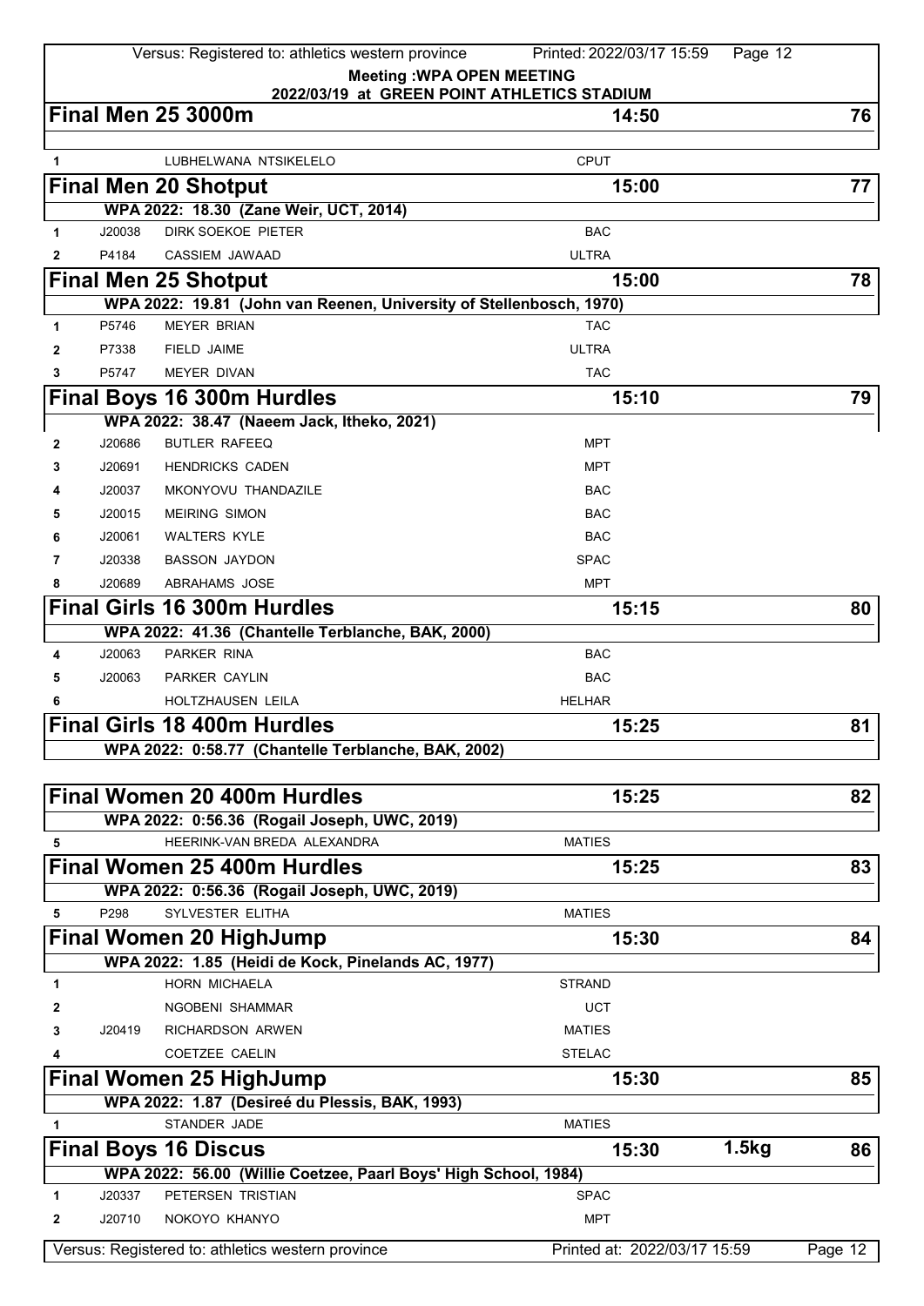**Meeting :WPA OPEN MEETING**
**2022/03/19 at GREEN POINT ATHLETICS STADIUM**

## Final Men 25 3000m — 14:50 — 76

| | | | |
|---|---|---|---|
| 1 | | LUBHELWANA NTSIKELELO | CPUT |

## Final Men 20 Shotput — 15:00 — 77

WPA 2022: 18.30 (Zane Weir, UCT, 2014)

| | | | |
|---|---|---|---|
| 1 | J20038 | DIRK SOEKOE PIETER | BAC |
| 2 | P4184 | CASSIEM JAWAAD | ULTRA |

## Final Men 25 Shotput — 15:00 — 78

WPA 2022: 19.81 (John van Reenen, University of Stellenbosch, 1970)

| | | | |
|---|---|---|---|
| 1 | P5746 | MEYER BRIAN | TAC |
| 2 | P7338 | FIELD JAIME | ULTRA |
| 3 | P5747 | MEYER DIVAN | TAC |

## Final Boys 16 300m Hurdles — 15:10 — 79

WPA 2022: 38.47 (Naeem Jack, Itheko, 2021)

| | | | |
|---|---|---|---|
| 2 | J20686 | BUTLER RAFEEQ | MPT |
| 3 | J20691 | HENDRICKS CADEN | MPT |
| 4 | J20037 | MKONYOVU THANDAZILE | BAC |
| 5 | J20015 | MEIRING SIMON | BAC |
| 6 | J20061 | WALTERS KYLE | BAC |
| 7 | J20338 | BASSON JAYDON | SPAC |
| 8 | J20689 | ABRAHAMS JOSE | MPT |

## Final Girls 16 300m Hurdles — 15:15 — 80

WPA 2022: 41.36 (Chantelle Terblanche, BAK, 2000)

| | | | |
|---|---|---|---|
| 4 | J20063 | PARKER RINA | BAC |
| 5 | J20063 | PARKER CAYLIN | BAC |
| 6 | | HOLTZHAUSEN LEILA | HELHAR |

## Final Girls 18 400m Hurdles — 15:25 — 81

WPA 2022: 0:58.77 (Chantelle Terblanche, BAK, 2002)

## Final Women 20 400m Hurdles — 15:25 — 82

WPA 2022: 0:56.36 (Rogail Joseph, UWC, 2019)

| | | | |
|---|---|---|---|
| 5 | | HEERINK-VAN BREDA ALEXANDRA | MATIES |

## Final Women 25 400m Hurdles — 15:25 — 83

WPA 2022: 0:56.36 (Rogail Joseph, UWC, 2019)

| | | | |
|---|---|---|---|
| 5 | P298 | SYLVESTER ELITHA | MATIES |

## Final Women 20 HighJump — 15:30 — 84

WPA 2022: 1.85 (Heidi de Kock, Pinelands AC, 1977)

| | | | |
|---|---|---|---|
| 1 | | HORN MICHAELA | STRAND |
| 2 | | NGOBENI SHAMMAR | UCT |
| 3 | J20419 | RICHARDSON ARWEN | MATIES |
| 4 | | COETZEE CAELIN | STELAC |

## Final Women 25 HighJump — 15:30 — 85

WPA 2022: 1.87 (Desireé du Plessis, BAK, 1993)

| | | | |
|---|---|---|---|
| 1 | | STANDER JADE | MATIES |

## Final Boys 16 Discus — 15:30 — 1.5kg — 86

WPA 2022: 56.00 (Willie Coetzee, Paarl Boys' High School, 1984)

| | | | |
|---|---|---|---|
| 1 | J20337 | PETERSEN TRISTIAN | SPAC |
| 2 | J20710 | NOKOYO KHANYO | MPT |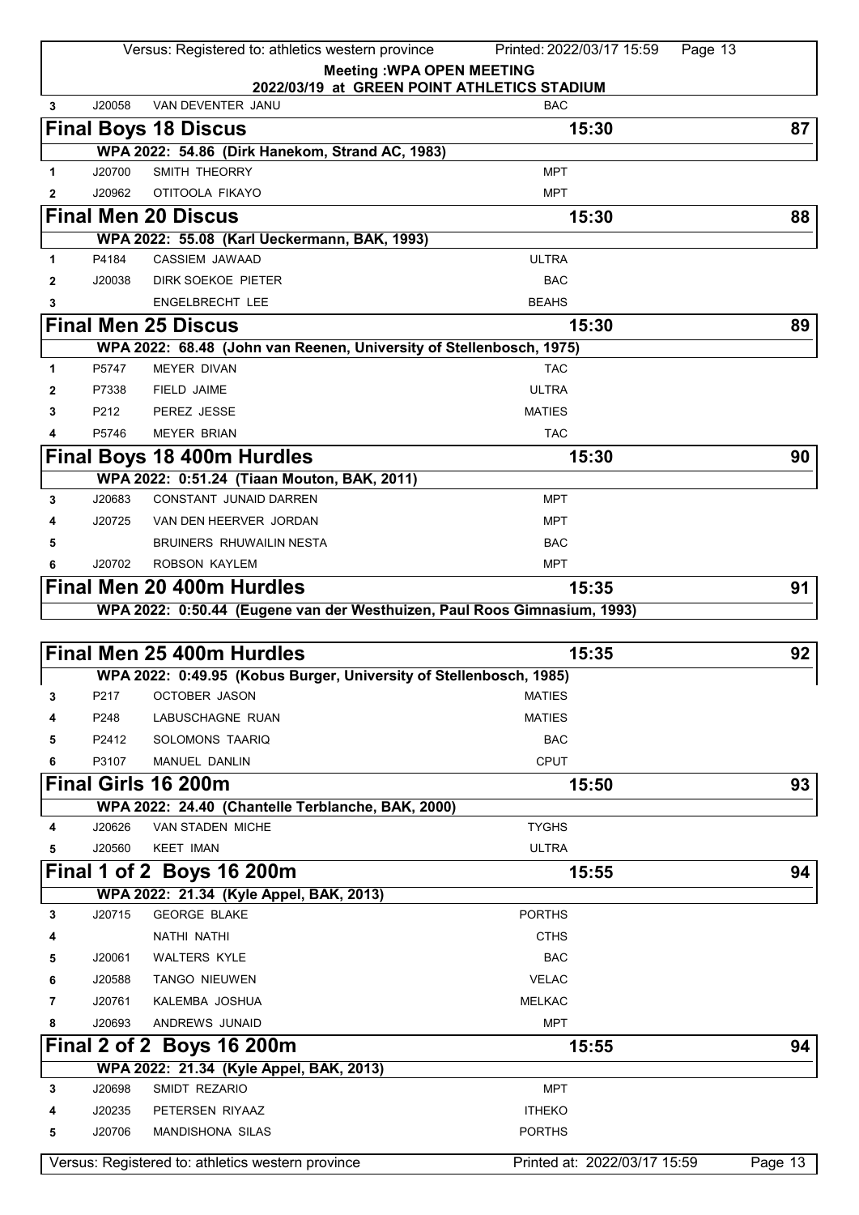**Meeting :WPA OPEN MEETING**
**2022/03/19 at GREEN POINT ATHLETICS STADIUM**

| | | | |
|---|---|---|---|
| 3 | J20058 | VAN DEVENTER JANU | BAC |

## Final Boys 18 Discus — 15:30 — 87

**WPA 2022: 54.86 (Dirk Hanekom, Strand AC, 1983)**

| | | | |
|---|---|---|---|
| 1 | J20700 | SMITH THEORRY | MPT |
| 2 | J20962 | OTITOOLA FIKAYO | MPT |

## Final Men 20 Discus — 15:30 — 88

**WPA 2022: 55.08 (Karl Ueckermann, BAK, 1993)**

| | | | |
|---|---|---|---|
| 1 | P4184 | CASSIEM JAWAAD | ULTRA |
| 2 | J20038 | DIRK SOEKOE PIETER | BAC |
| 3 | | ENGELBRECHT LEE | BEAHS |

## Final Men 25 Discus — 15:30 — 89

**WPA 2022: 68.48 (John van Reenen, University of Stellenbosch, 1975)**

| | | | |
|---|---|---|---|
| 1 | P5747 | MEYER DIVAN | TAC |
| 2 | P7338 | FIELD JAIME | ULTRA |
| 3 | P212 | PEREZ JESSE | MATIES |
| 4 | P5746 | MEYER BRIAN | TAC |

## Final Boys 18 400m Hurdles — 15:30 — 90

**WPA 2022: 0:51.24 (Tiaan Mouton, BAK, 2011)**

| | | | |
|---|---|---|---|
| 3 | J20683 | CONSTANT JUNAID DARREN | MPT |
| 4 | J20725 | VAN DEN HEERVER JORDAN | MPT |
| 5 | | BRUINERS RHUWAILIN NESTA | BAC |
| 6 | J20702 | ROBSON KAYLEM | MPT |

## Final Men 20 400m Hurdles — 15:35 — 91

**WPA 2022: 0:50.44 (Eugene van der Westhuizen, Paul Roos Gimnasium, 1993)**

## Final Men 25 400m Hurdles — 15:35 — 92

**WPA 2022: 0:49.95 (Kobus Burger, University of Stellenbosch, 1985)**

| | | | |
|---|---|---|---|
| 3 | P217 | OCTOBER JASON | MATIES |
| 4 | P248 | LABUSCHAGNE RUAN | MATIES |
| 5 | P2412 | SOLOMONS TAARIQ | BAC |
| 6 | P3107 | MANUEL DANLIN | CPUT |

## Final Girls 16 200m — 15:50 — 93

**WPA 2022: 24.40 (Chantelle Terblanche, BAK, 2000)**

| | | | |
|---|---|---|---|
| 4 | J20626 | VAN STADEN MICHE | TYGHS |
| 5 | J20560 | KEET IMAN | ULTRA |

## Final 1 of 2 Boys 16 200m — 15:55 — 94

**WPA 2022: 21.34 (Kyle Appel, BAK, 2013)**

| | | | |
|---|---|---|---|
| 3 | J20715 | GEORGE BLAKE | PORTHS |
| 4 | | NATHI NATHI | CTHS |
| 5 | J20061 | WALTERS KYLE | BAC |
| 6 | J20588 | TANGO NIEUWEN | VELAC |
| 7 | J20761 | KALEMBA JOSHUA | MELKAC |
| 8 | J20693 | ANDREWS JUNAID | MPT |

## Final 2 of 2 Boys 16 200m — 15:55 — 94

**WPA 2022: 21.34 (Kyle Appel, BAK, 2013)**

| | | | |
|---|---|---|---|
| 3 | J20698 | SMIDT REZARIO | MPT |
| 4 | J20235 | PETERSEN RIYAAZ | ITHEKO |
| 5 | J20706 | MANDISHONA SILAS | PORTHS |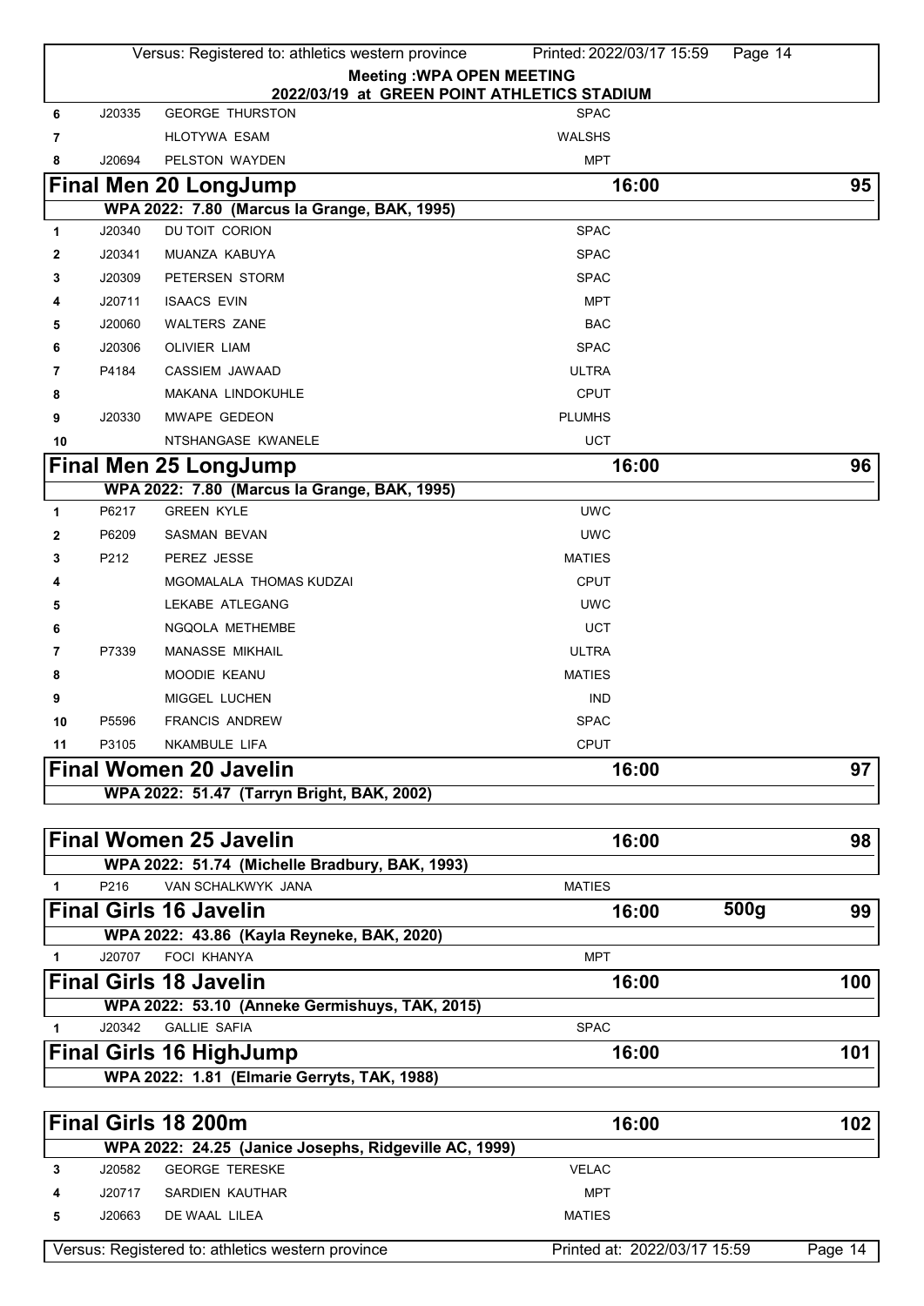**Meeting :WPA OPEN MEETING**
**2022/03/19 at GREEN POINT ATHLETICS STADIUM**

| | | | |
|---|---|---|---|
| 6 | J20335 | GEORGE THURSTON | SPAC |
| 7 | | HLOTYWA ESAM | WALSHS |
| 8 | J20694 | PELSTON WAYDEN | MPT |

## Final Men 20 LongJump — 16:00 — 95

**WPA 2022: 7.80 (Marcus la Grange, BAK, 1995)**

| | | | |
|---|---|---|---|
| 1 | J20340 | DU TOIT CORION | SPAC |
| 2 | J20341 | MUANZA KABUYA | SPAC |
| 3 | J20309 | PETERSEN STORM | SPAC |
| 4 | J20711 | ISAACS EVIN | MPT |
| 5 | J20060 | WALTERS ZANE | BAC |
| 6 | J20306 | OLIVIER LIAM | SPAC |
| 7 | P4184 | CASSIEM JAWAAD | ULTRA |
| 8 | | MAKANA LINDOKUHLE | CPUT |
| 9 | J20330 | MWAPE GEDEON | PLUMHS |
| 10 | | NTSHANGASE KWANELE | UCT |

## Final Men 25 LongJump — 16:00 — 96

**WPA 2022: 7.80 (Marcus la Grange, BAK, 1995)**

| | | | |
|---|---|---|---|
| 1 | P6217 | GREEN KYLE | UWC |
| 2 | P6209 | SASMAN BEVAN | UWC |
| 3 | P212 | PEREZ JESSE | MATIES |
| 4 | | MGOMALALA THOMAS KUDZAI | CPUT |
| 5 | | LEKABE ATLEGANG | UWC |
| 6 | | NGQOLA METHEMBE | UCT |
| 7 | P7339 | MANASSE MIKHAIL | ULTRA |
| 8 | | MOODIE KEANU | MATIES |
| 9 | | MIGGEL LUCHEN | IND |
| 10 | P5596 | FRANCIS ANDREW | SPAC |
| 11 | P3105 | NKAMBULE LIFA | CPUT |

## Final Women 20 Javelin — 16:00 — 97

**WPA 2022: 51.47 (Tarryn Bright, BAK, 2002)**

## Final Women 25 Javelin — 16:00 — 98

**WPA 2022: 51.74 (Michelle Bradbury, BAK, 1993)**

| | | | |
|---|---|---|---|
| 1 | P216 | VAN SCHALKWYK JANA | MATIES |

## Final Girls 16 Javelin — 16:00 — 500g — 99

**WPA 2022: 43.86 (Kayla Reyneke, BAK, 2020)**

| | | | |
|---|---|---|---|
| 1 | J20707 | FOCI KHANYA | MPT |

## Final Girls 18 Javelin — 16:00 — 100

**WPA 2022: 53.10 (Anneke Germishuys, TAK, 2015)**

| | | | |
|---|---|---|---|
| 1 | J20342 | GALLIE SAFIA | SPAC |

## Final Girls 16 HighJump — 16:00 — 101

**WPA 2022: 1.81 (Elmarie Gerryts, TAK, 1988)**

## Final Girls 18 200m — 16:00 — 102

**WPA 2022: 24.25 (Janice Josephs, Ridgeville AC, 1999)**

| | | | |
|---|---|---|---|
| 3 | J20582 | GEORGE TERESKE | VELAC |
| 4 | J20717 | SARDIEN KAUTHAR | MPT |
| 5 | J20663 | DE WAAL LILEA | MATIES |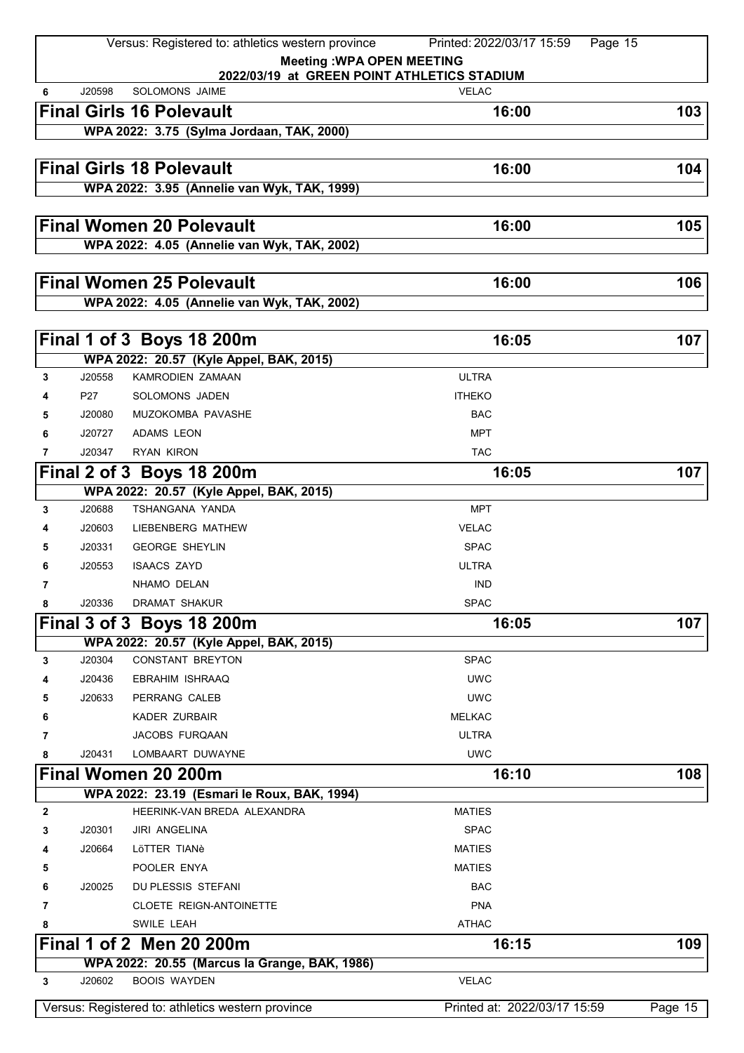**Meeting :WPA OPEN MEETING**
**2022/03/19 at GREEN POINT ATHLETICS STADIUM**

| | | | |
|---|---|---|---|
| 6 | J20598 | SOLOMONS JAIME | VELAC |

## Final Girls 16 Polevault — 16:00 — 103

WPA 2022: 3.75 (Sylma Jordaan, TAK, 2000)

## Final Girls 18 Polevault — 16:00 — 104

WPA 2022: 3.95 (Annelie van Wyk, TAK, 1999)

## Final Women 20 Polevault — 16:00 — 105

WPA 2022: 4.05 (Annelie van Wyk, TAK, 2002)

## Final Women 25 Polevault — 16:00 — 106

WPA 2022: 4.05 (Annelie van Wyk, TAK, 2002)

## Final 1 of 3 Boys 18 200m — 16:05 — 107

WPA 2022: 20.57 (Kyle Appel, BAK, 2015)

| | | | |
|---|---|---|---|
| 3 | J20558 | KAMRODIEN ZAMAAN | ULTRA |
| 4 | P27 | SOLOMONS JADEN | ITHEKO |
| 5 | J20080 | MUZOKOMBA PAVASHE | BAC |
| 6 | J20727 | ADAMS LEON | MPT |
| 7 | J20347 | RYAN KIRON | TAC |

## Final 2 of 3 Boys 18 200m — 16:05 — 107

WPA 2022: 20.57 (Kyle Appel, BAK, 2015)

| | | | |
|---|---|---|---|
| 3 | J20688 | TSHANGANA YANDA | MPT |
| 4 | J20603 | LIEBENBERG MATHEW | VELAC |
| 5 | J20331 | GEORGE SHEYLIN | SPAC |
| 6 | J20553 | ISAACS ZAYD | ULTRA |
| 7 | | NHAMO DELAN | IND |
| 8 | J20336 | DRAMAT SHAKUR | SPAC |

## Final 3 of 3 Boys 18 200m — 16:05 — 107

WPA 2022: 20.57 (Kyle Appel, BAK, 2015)

| | | | |
|---|---|---|---|
| 3 | J20304 | CONSTANT BREYTON | SPAC |
| 4 | J20436 | EBRAHIM ISHRAAQ | UWC |
| 5 | J20633 | PERRANG CALEB | UWC |
| 6 | | KADER ZURBAIR | MELKAC |
| 7 | | JACOBS FURQAAN | ULTRA |
| 8 | J20431 | LOMBAART DUWAYNE | UWC |

## Final Women 20 200m — 16:10 — 108

WPA 2022: 23.19 (Esmari le Roux, BAK, 1994)

| | | | |
|---|---|---|---|
| 2 | | HEERINK-VAN BREDA ALEXANDRA | MATIES |
| 3 | J20301 | JIRI ANGELINA | SPAC |
| 4 | J20664 | LöTTER TIANè | MATIES |
| 5 | | POOLER ENYA | MATIES |
| 6 | J20025 | DU PLESSIS STEFANI | BAC |
| 7 | | CLOETE REIGN-ANTOINETTE | PNA |
| 8 | | SWILE LEAH | ATHAC |

## Final 1 of 2 Men 20 200m — 16:15 — 109

WPA 2022: 20.55 (Marcus la Grange, BAK, 1986)

| | | | |
|---|---|---|---|
| 3 | J20602 | BOOIS WAYDEN | VELAC |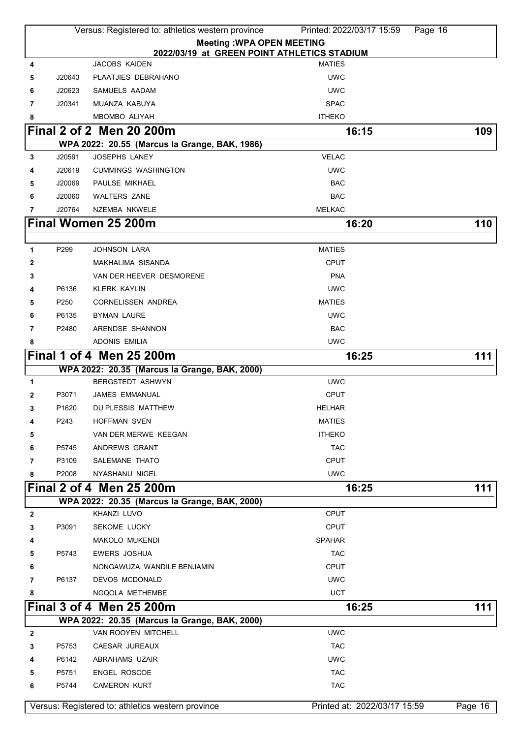**Meeting :WPA OPEN MEETING**

**2022/03/19 at GREEN POINT ATHLETICS STADIUM**

| | | | |
|---|---|---|---|
| 4 | | JACOBS KAIDEN | MATIES |
| 5 | J20643 | PLAATJIES DEBRAHANO | UWC |
| 6 | J20623 | SAMUELS AADAM | UWC |
| 7 | J20341 | MUANZA KABUYA | SPAC |
| 8 | | MBOMBO ALIYAH | ITHEKO |

## Final 2 of 2 Men 20 200m — 16:15 — 109

**WPA 2022: 20.55 (Marcus la Grange, BAK, 1986)**

| | | | |
|---|---|---|---|
| 3 | J20591 | JOSEPHS LANEY | VELAC |
| 4 | J20619 | CUMMINGS WASHINGTON | UWC |
| 5 | J20069 | PAULSE MIKHAEL | BAC |
| 6 | J20060 | WALTERS ZANE | BAC |
| 7 | J20764 | NZEMBA NKWELE | MELKAC |

## Final Women 25 200m — 16:20 — 110

| | | | |
|---|---|---|---|
| 1 | P299 | JOHNSON LARA | MATIES |
| 2 | | MAKHALIMA SISANDA | CPUT |
| 3 | | VAN DER HEEVER DESMORENE | PNA |
| 4 | P6136 | KLERK KAYLIN | UWC |
| 5 | P250 | CORNELISSEN ANDREA | MATIES |
| 6 | P6135 | BYMAN LAURE | UWC |
| 7 | P2480 | ARENDSE SHANNON | BAC |
| 8 | | ADONIS EMILIA | UWC |

## Final 1 of 4 Men 25 200m — 16:25 — 111

**WPA 2022: 20.35 (Marcus la Grange, BAK, 2000)**

| | | | |
|---|---|---|---|
| 1 | | BERGSTEDT ASHWYN | UWC |
| 2 | P3071 | JAMES EMMANUAL | CPUT |
| 3 | P1620 | DU PLESSIS MATTHEW | HELHAR |
| 4 | P243 | HOFFMAN SVEN | MATIES |
| 5 | | VAN DER MERWE KEEGAN | ITHEKO |
| 6 | P5745 | ANDREWS GRANT | TAC |
| 7 | P3109 | SALEMANE THATO | CPUT |
| 8 | P2008 | NYASHANU NIGEL | UWC |

## Final 2 of 4 Men 25 200m — 16:25 — 111

**WPA 2022: 20.35 (Marcus la Grange, BAK, 2000)**

| | | | |
|---|---|---|---|
| 2 | | KHANZI LUVO | CPUT |
| 3 | P3091 | SEKOME LUCKY | CPUT |
| 4 | | MAKOLO MUKENDI | SPAHAR |
| 5 | P5743 | EWERS JOSHUA | TAC |
| 6 | | NONGAWUZA WANDILE BENJAMIN | CPUT |
| 7 | P6137 | DEVOS MCDONALD | UWC |
| 8 | | NGQOLA METHEMBE | UCT |

## Final 3 of 4 Men 25 200m — 16:25 — 111

**WPA 2022: 20.35 (Marcus la Grange, BAK, 2000)**

| | | | |
|---|---|---|---|
| 2 | | VAN ROOYEN MITCHELL | UWC |
| 3 | P5753 | CAESAR JUREAUX | TAC |
| 4 | P6142 | ABRAHAMS UZAIR | UWC |
| 5 | P5751 | ENGEL ROSCOE | TAC |
| 6 | P5744 | CAMERON KURT | TAC |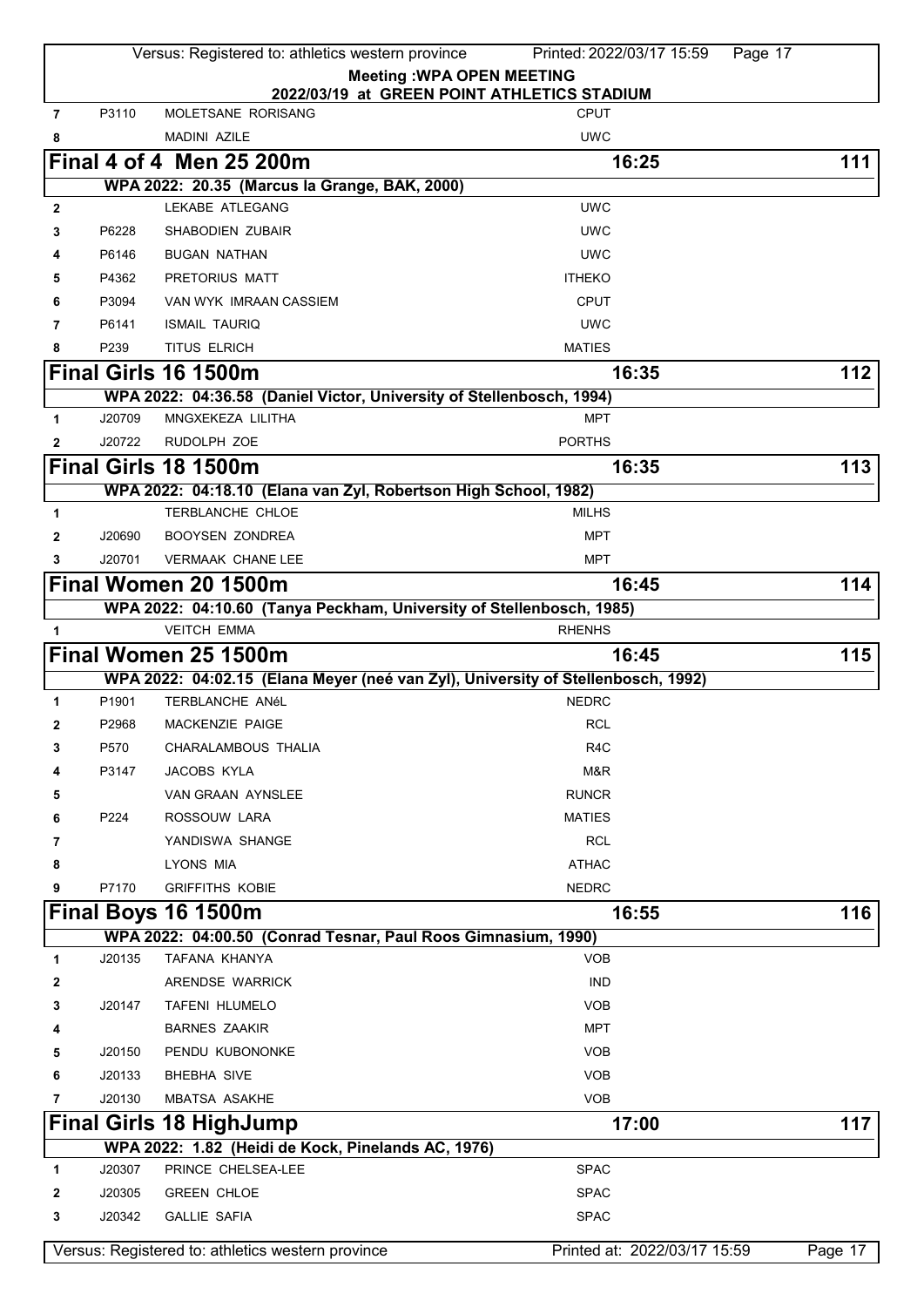**Meeting :WPA OPEN MEETING**

**2022/03/19 at GREEN POINT ATHLETICS STADIUM**

| | | | |
|---|---|---|---|
| 7 | P3110 | MOLETSANE RORISANG | CPUT |
| 8 | | MADINI AZILE | UWC |

## Final 4 of 4 Men 25 200m — 16:25 — 111

**WPA 2022: 20.35 (Marcus la Grange, BAK, 2000)**

| | | | |
|---|---|---|---|
| 2 | | LEKABE ATLEGANG | UWC |
| 3 | P6228 | SHABODIEN ZUBAIR | UWC |
| 4 | P6146 | BUGAN NATHAN | UWC |
| 5 | P4362 | PRETORIUS MATT | ITHEKO |
| 6 | P3094 | VAN WYK IMRAAN CASSIEM | CPUT |
| 7 | P6141 | ISMAIL TAURIQ | UWC |
| 8 | P239 | TITUS ELRICH | MATIES |

## Final Girls 16 1500m — 16:35 — 112

**WPA 2022: 04:36.58 (Daniel Victor, University of Stellenbosch, 1994)**

| | | | |
|---|---|---|---|
| 1 | J20709 | MNGXEKEZA LILITHA | MPT |
| 2 | J20722 | RUDOLPH ZOE | PORTHS |

## Final Girls 18 1500m — 16:35 — 113

**WPA 2022: 04:18.10 (Elana van Zyl, Robertson High School, 1982)**

| | | | |
|---|---|---|---|
| 1 | | TERBLANCHE CHLOE | MILHS |
| 2 | J20690 | BOOYSEN ZONDREA | MPT |
| 3 | J20701 | VERMAAK CHANE LEE | MPT |

## Final Women 20 1500m — 16:45 — 114

**WPA 2022: 04:10.60 (Tanya Peckham, University of Stellenbosch, 1985)**

| | | | |
|---|---|---|---|
| 1 | | VEITCH EMMA | RHENHS |

## Final Women 25 1500m — 16:45 — 115

**WPA 2022: 04:02.15 (Elana Meyer (neé van Zyl), University of Stellenbosch, 1992)**

| | | | |
|---|---|---|---|
| 1 | P1901 | TERBLANCHE ANéL | NEDRC |
| 2 | P2968 | MACKENZIE PAIGE | RCL |
| 3 | P570 | CHARALAMBOUS THALIA | R4C |
| 4 | P3147 | JACOBS KYLA | M&R |
| 5 | | VAN GRAAN AYNSLEE | RUNCR |
| 6 | P224 | ROSSOUW LARA | MATIES |
| 7 | | YANDISWA SHANGE | RCL |
| 8 | | LYONS MIA | ATHAC |
| 9 | P7170 | GRIFFITHS KOBIE | NEDRC |

## Final Boys 16 1500m — 16:55 — 116

**WPA 2022: 04:00.50 (Conrad Tesnar, Paul Roos Gimnasium, 1990)**

| | | | |
|---|---|---|---|
| 1 | J20135 | TAFANA KHANYA | VOB |
| 2 | | ARENDSE WARRICK | IND |
| 3 | J20147 | TAFENI HLUMELO | VOB |
| 4 | | BARNES ZAAKIR | MPT |
| 5 | J20150 | PENDU KUBONONKE | VOB |
| 6 | J20133 | BHEBHA SIVE | VOB |
| 7 | J20130 | MBATSA ASAKHE | VOB |

## Final Girls 18 HighJump — 17:00 — 117

**WPA 2022: 1.82 (Heidi de Kock, Pinelands AC, 1976)**

| | | | |
|---|---|---|---|
| 1 | J20307 | PRINCE CHELSEA-LEE | SPAC |
| 2 | J20305 | GREEN CHLOE | SPAC |
| 3 | J20342 | GALLIE SAFIA | SPAC |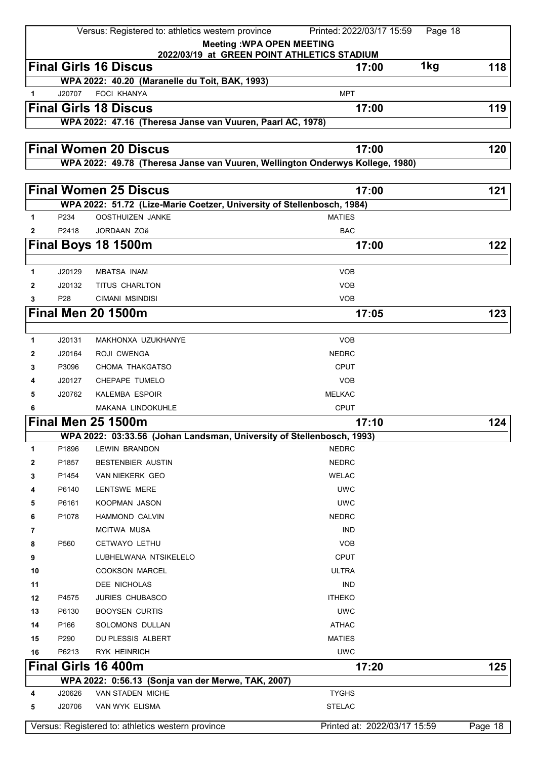**Meeting :WPA OPEN MEETING**

**2022/03/19 at GREEN POINT ATHLETICS STADIUM**

## Final Girls 16 Discus — 17:00 — 1kg — 118

**WPA 2022: 40.20 (Maranelle du Toit, BAK, 1993)**

| | | | |
|---|---|---|---|
| 1 | J20707 | FOCI KHANYA | MPT |

## Final Girls 18 Discus — 17:00 — 119

**WPA 2022: 47.16 (Theresa Janse van Vuuren, Paarl AC, 1978)**

## Final Women 20 Discus — 17:00 — 120

**WPA 2022: 49.78 (Theresa Janse van Vuuren, Wellington Onderwys Kollege, 1980)**

## Final Women 25 Discus — 17:00 — 121

**WPA 2022: 51.72 (Lize-Marie Coetzer, University of Stellenbosch, 1984)**

| | | | |
|---|---|---|---|
| 1 | P234 | OOSTHUIZEN JANKE | MATIES |
| 2 | P2418 | JORDAAN ZOë | BAC |

## Final Boys 18 1500m — 17:00 — 122

| | | | |
|---|---|---|---|
| 1 | J20129 | MBATSA INAM | VOB |
| 2 | J20132 | TITUS CHARLTON | VOB |
| 3 | P28 | CIMANI MSINDISI | VOB |

## Final Men 20 1500m — 17:05 — 123

| | | | |
|---|---|---|---|
| 1 | J20131 | MAKHONXA UZUKHANYE | VOB |
| 2 | J20164 | ROJI CWENGA | NEDRC |
| 3 | P3096 | CHOMA THAKGATSO | CPUT |
| 4 | J20127 | CHEPAPE TUMELO | VOB |
| 5 | J20762 | KALEMBA ESPOIR | MELKAC |
| 6 | | MAKANA LINDOKUHLE | CPUT |

## Final Men 25 1500m — 17:10 — 124

**WPA 2022: 03:33.56 (Johan Landsman, University of Stellenbosch, 1993)**

| | | | |
|---|---|---|---|
| 1 | P1896 | LEWIN BRANDON | NEDRC |
| 2 | P1857 | BESTENBIER AUSTIN | NEDRC |
| 3 | P1454 | VAN NIEKERK GEO | WELAC |
| 4 | P6140 | LENTSWE MERE | UWC |
| 5 | P6161 | KOOPMAN JASON | UWC |
| 6 | P1078 | HAMMOND CALVIN | NEDRC |
| 7 | | MCITWA MUSA | IND |
| 8 | P560 | CETWAYO LETHU | VOB |
| 9 | | LUBHELWANA NTSIKELELO | CPUT |
| 10 | | COOKSON MARCEL | ULTRA |
| 11 | | DEE NICHOLAS | IND |
| 12 | P4575 | JURIES CHUBASCO | ITHEKO |
| 13 | P6130 | BOOYSEN CURTIS | UWC |
| 14 | P166 | SOLOMONS DULLAN | ATHAC |
| 15 | P290 | DU PLESSIS ALBERT | MATIES |
| 16 | P6213 | RYK HEINRICH | UWC |

## Final Girls 16 400m — 17:20 — 125

**WPA 2022: 0:56.13 (Sonja van der Merwe, TAK, 2007)**

| | | | |
|---|---|---|---|
| 4 | J20626 | VAN STADEN MICHE | TYGHS |
| 5 | J20706 | VAN WYK ELISMA | STELAC |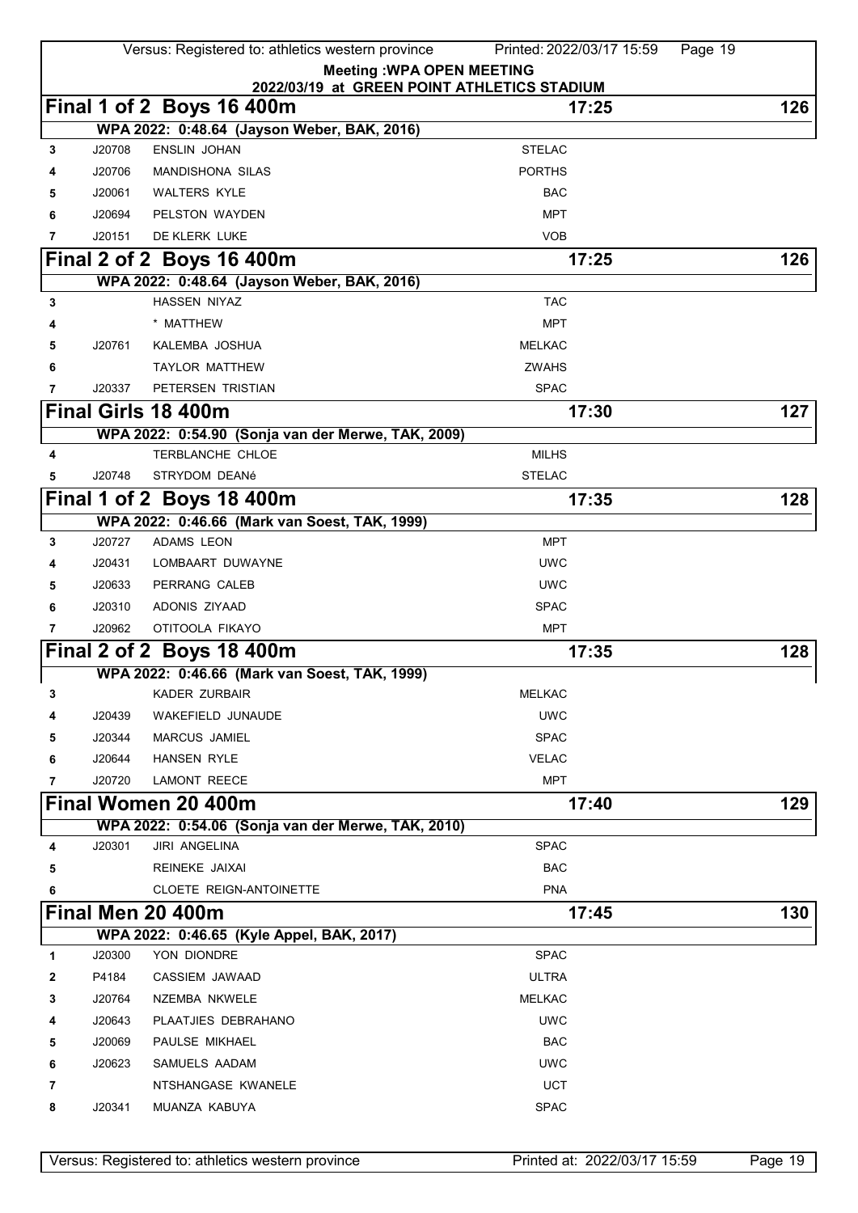**Meeting :WPA OPEN MEETING**
**2022/03/19 at GREEN POINT ATHLETICS STADIUM**

## Final 1 of 2 Boys 16 400m — 17:25 — 126

WPA 2022: 0:48.64 (Jayson Weber, BAK, 2016)

| | | | |
|---|---|---|---|
| 3 | J20708 | ENSLIN JOHAN | STELAC |
| 4 | J20706 | MANDISHONA SILAS | PORTHS |
| 5 | J20061 | WALTERS KYLE | BAC |
| 6 | J20694 | PELSTON WAYDEN | MPT |
| 7 | J20151 | DE KLERK LUKE | VOB |

## Final 2 of 2 Boys 16 400m — 17:25 — 126

WPA 2022: 0:48.64 (Jayson Weber, BAK, 2016)

| | | | |
|---|---|---|---|
| 3 | | HASSEN NIYAZ | TAC |
| 4 | | * MATTHEW | MPT |
| 5 | J20761 | KALEMBA JOSHUA | MELKAC |
| 6 | | TAYLOR MATTHEW | ZWAHS |
| 7 | J20337 | PETERSEN TRISTIAN | SPAC |

## Final Girls 18 400m — 17:30 — 127

WPA 2022: 0:54.90 (Sonja van der Merwe, TAK, 2009)

| | | | |
|---|---|---|---|
| 4 | | TERBLANCHE CHLOE | MILHS |
| 5 | J20748 | STRYDOM DEANé | STELAC |

## Final 1 of 2 Boys 18 400m — 17:35 — 128

WPA 2022: 0:46.66 (Mark van Soest, TAK, 1999)

| | | | |
|---|---|---|---|
| 3 | J20727 | ADAMS LEON | MPT |
| 4 | J20431 | LOMBAART DUWAYNE | UWC |
| 5 | J20633 | PERRANG CALEB | UWC |
| 6 | J20310 | ADONIS ZIYAAD | SPAC |
| 7 | J20962 | OTITOOLA FIKAYO | MPT |

## Final 2 of 2 Boys 18 400m — 17:35 — 128

WPA 2022: 0:46.66 (Mark van Soest, TAK, 1999)

| | | | |
|---|---|---|---|
| 3 | | KADER ZURBAIR | MELKAC |
| 4 | J20439 | WAKEFIELD JUNAUDE | UWC |
| 5 | J20344 | MARCUS JAMIEL | SPAC |
| 6 | J20644 | HANSEN RYLE | VELAC |
| 7 | J20720 | LAMONT REECE | MPT |

## Final Women 20 400m — 17:40 — 129

WPA 2022: 0:54.06 (Sonja van der Merwe, TAK, 2010)

| | | | |
|---|---|---|---|
| 4 | J20301 | JIRI ANGELINA | SPAC |
| 5 | | REINEKE JAIXAI | BAC |
| 6 | | CLOETE REIGN-ANTOINETTE | PNA |

## Final Men 20 400m — 17:45 — 130

WPA 2022: 0:46.65 (Kyle Appel, BAK, 2017)

| | | | |
|---|---|---|---|
| 1 | J20300 | YON DIONDRE | SPAC |
| 2 | P4184 | CASSIEM JAWAAD | ULTRA |
| 3 | J20764 | NZEMBA NKWELE | MELKAC |
| 4 | J20643 | PLAATJIES DEBRAHANO | UWC |
| 5 | J20069 | PAULSE MIKHAEL | BAC |
| 6 | J20623 | SAMUELS AADAM | UWC |
| 7 | | NTSHANGASE KWANELE | UCT |
| 8 | J20341 | MUANZA KABUYA | SPAC |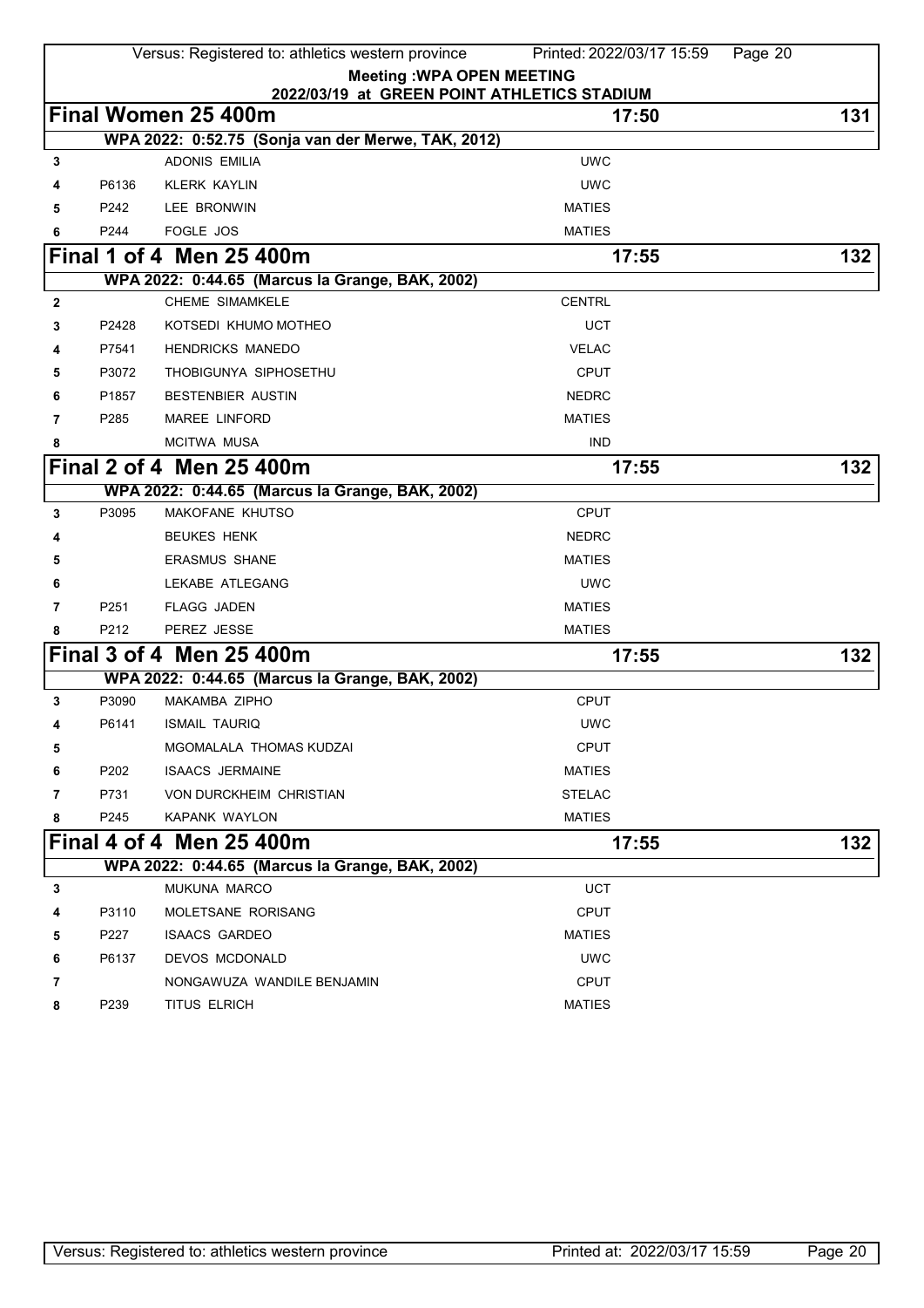**Meeting :WPA OPEN MEETING**
**2022/03/19 at GREEN POINT ATHLETICS STADIUM**

## Final Women 25 400m — 17:50 — 131

**WPA 2022: 0:52.75 (Sonja van der Merwe, TAK, 2012)**

| | | | |
|---|---|---|---|
| 3 | | ADONIS EMILIA | UWC |
| 4 | P6136 | KLERK KAYLIN | UWC |
| 5 | P242 | LEE BRONWIN | MATIES |
| 6 | P244 | FOGLE JOS | MATIES |

## Final 1 of 4 Men 25 400m — 17:55 — 132

**WPA 2022: 0:44.65 (Marcus la Grange, BAK, 2002)**

| | | | |
|---|---|---|---|
| 2 | | CHEME SIMAMKELE | CENTRL |
| 3 | P2428 | KOTSEDI KHUMO MOTHEO | UCT |
| 4 | P7541 | HENDRICKS MANEDO | VELAC |
| 5 | P3072 | THOBIGUNYA SIPHOSETHU | CPUT |
| 6 | P1857 | BESTENBIER AUSTIN | NEDRC |
| 7 | P285 | MAREE LINFORD | MATIES |
| 8 | | MCITWA MUSA | IND |

## Final 2 of 4 Men 25 400m — 17:55 — 132

**WPA 2022: 0:44.65 (Marcus la Grange, BAK, 2002)**

| | | | |
|---|---|---|---|
| 3 | P3095 | MAKOFANE KHUTSO | CPUT |
| 4 | | BEUKES HENK | NEDRC |
| 5 | | ERASMUS SHANE | MATIES |
| 6 | | LEKABE ATLEGANG | UWC |
| 7 | P251 | FLAGG JADEN | MATIES |
| 8 | P212 | PEREZ JESSE | MATIES |

## Final 3 of 4 Men 25 400m — 17:55 — 132

**WPA 2022: 0:44.65 (Marcus la Grange, BAK, 2002)**

| | | | |
|---|---|---|---|
| 3 | P3090 | MAKAMBA ZIPHO | CPUT |
| 4 | P6141 | ISMAIL TAURIQ | UWC |
| 5 | | MGOMALALA THOMAS KUDZAI | CPUT |
| 6 | P202 | ISAACS JERMAINE | MATIES |
| 7 | P731 | VON DURCKHEIM CHRISTIAN | STELAC |
| 8 | P245 | KAPANK WAYLON | MATIES |

## Final 4 of 4 Men 25 400m — 17:55 — 132

**WPA 2022: 0:44.65 (Marcus la Grange, BAK, 2002)**

| | | | |
|---|---|---|---|
| 3 | | MUKUNA MARCO | UCT |
| 4 | P3110 | MOLETSANE RORISANG | CPUT |
| 5 | P227 | ISAACS GARDEO | MATIES |
| 6 | P6137 | DEVOS MCDONALD | UWC |
| 7 | | NONGAWUZA WANDILE BENJAMIN | CPUT |
| 8 | P239 | TITUS ELRICH | MATIES |